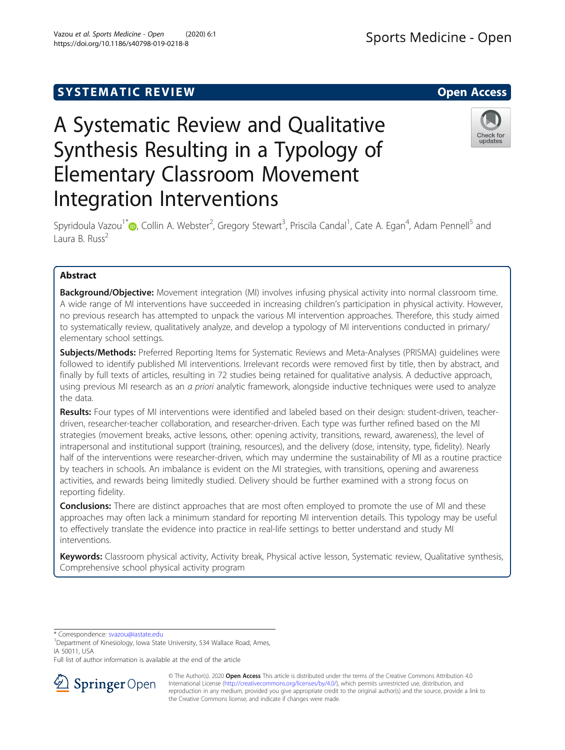SYSTEMATIC REVIEW

Open Access

# A Systematic Review and Qualitative Synthesis Resulting in a Typology of Elementary Classroom Movement Integration Interventions

Spyridoula Vazou[1*], Collin A. Webster[2], Gregory Stewart[3], Priscila Candal[1], Cate A. Egan[4], Adam Pennell[5] and Laura B. Russ[2]

## Abstract

**Background/Objective:** Movement integration (MI) involves infusing physical activity into normal classroom time. A wide range of MI interventions have succeeded in increasing children's participation in physical activity. However, no previous research has attempted to unpack the various MI intervention approaches. Therefore, this study aimed to systematically review, qualitatively analyze, and develop a typology of MI interventions conducted in primary/elementary school settings.

**Subjects/Methods:** Preferred Reporting Items for Systematic Reviews and Meta-Analyses (PRISMA) guidelines were followed to identify published MI interventions. Irrelevant records were removed first by title, then by abstract, and finally by full texts of articles, resulting in 72 studies being retained for qualitative analysis. A deductive approach, using previous MI research as an *a priori* analytic framework, alongside inductive techniques were used to analyze the data.

**Results:** Four types of MI interventions were identified and labeled based on their design: student-driven, teacher-driven, researcher-teacher collaboration, and researcher-driven. Each type was further refined based on the MI strategies (movement breaks, active lessons, other: opening activity, transitions, reward, awareness), the level of intrapersonal and institutional support (training, resources), and the delivery (dose, intensity, type, fidelity). Nearly half of the interventions were researcher-driven, which may undermine the sustainability of MI as a routine practice by teachers in schools. An imbalance is evident on the MI strategies, with transitions, opening and awareness activities, and rewards being limitedly studied. Delivery should be further examined with a strong focus on reporting fidelity.

**Conclusions:** There are distinct approaches that are most often employed to promote the use of MI and these approaches may often lack a minimum standard for reporting MI intervention details. This typology may be useful to effectively translate the evidence into practice in real-life settings to better understand and study MI interventions.

**Keywords:** Classroom physical activity, Activity break, Physical active lesson, Systematic review, Qualitative synthesis, Comprehensive school physical activity program

---

* Correspondence: svazou@iastate.edu
[1]Department of Kinesiology, Iowa State University, 534 Wallace Road, Ames, IA 50011, USA
Full list of author information is available at the end of the article

© The Author(s). 2020 **Open Access** This article is distributed under the terms of the Creative Commons Attribution 4.0 International License (http://creativecommons.org/licenses/by/4.0/), which permits unrestricted use, distribution, and reproduction in any medium, provided you give appropriate credit to the original author(s) and the source, provide a link to the Creative Commons license, and indicate if changes were made.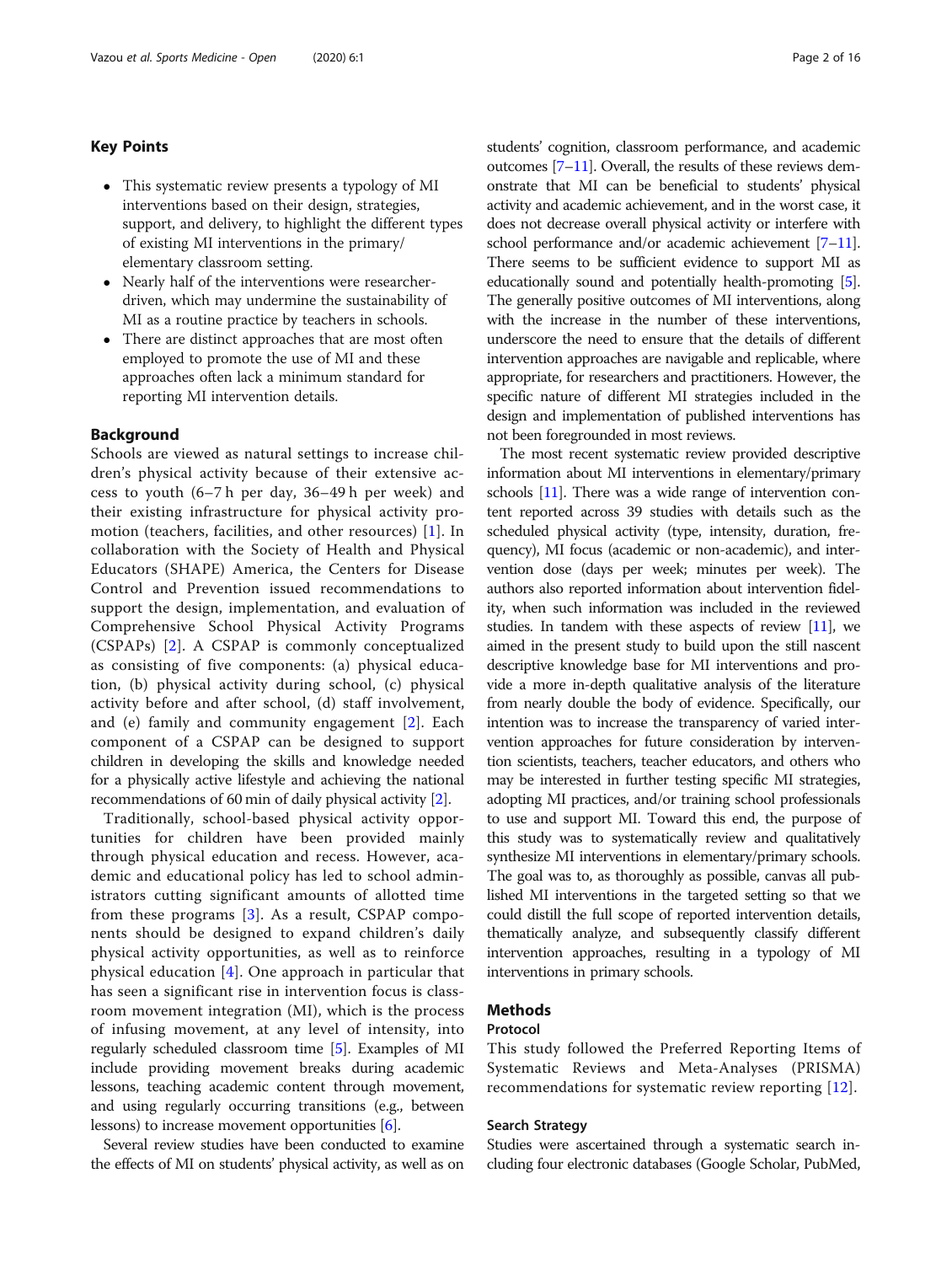## Key Points

- This systematic review presents a typology of MI interventions based on their design, strategies, support, and delivery, to highlight the different types of existing MI interventions in the primary/elementary classroom setting.
- Nearly half of the interventions were researcher-driven, which may undermine the sustainability of MI as a routine practice by teachers in schools.
- There are distinct approaches that are most often employed to promote the use of MI and these approaches often lack a minimum standard for reporting MI intervention details.

## Background

Schools are viewed as natural settings to increase children's physical activity because of their extensive access to youth (6–7 h per day, 36–49 h per week) and their existing infrastructure for physical activity promotion (teachers, facilities, and other resources) [1]. In collaboration with the Society of Health and Physical Educators (SHAPE) America, the Centers for Disease Control and Prevention issued recommendations to support the design, implementation, and evaluation of Comprehensive School Physical Activity Programs (CSPAPs) [2]. A CSPAP is commonly conceptualized as consisting of five components: (a) physical education, (b) physical activity during school, (c) physical activity before and after school, (d) staff involvement, and (e) family and community engagement [2]. Each component of a CSPAP can be designed to support children in developing the skills and knowledge needed for a physically active lifestyle and achieving the national recommendations of 60 min of daily physical activity [2].

Traditionally, school-based physical activity opportunities for children have been provided mainly through physical education and recess. However, academic and educational policy has led to school administrators cutting significant amounts of allotted time from these programs [3]. As a result, CSPAP components should be designed to expand children's daily physical activity opportunities, as well as to reinforce physical education [4]. One approach in particular that has seen a significant rise in intervention focus is classroom movement integration (MI), which is the process of infusing movement, at any level of intensity, into regularly scheduled classroom time [5]. Examples of MI include providing movement breaks during academic lessons, teaching academic content through movement, and using regularly occurring transitions (e.g., between lessons) to increase movement opportunities [6].

Several review studies have been conducted to examine the effects of MI on students' physical activity, as well as on students' cognition, classroom performance, and academic outcomes [7–11]. Overall, the results of these reviews demonstrate that MI can be beneficial to students' physical activity and academic achievement, and in the worst case, it does not decrease overall physical activity or interfere with school performance and/or academic achievement [7–11]. There seems to be sufficient evidence to support MI as educationally sound and potentially health-promoting [5]. The generally positive outcomes of MI interventions, along with the increase in the number of these interventions, underscore the need to ensure that the details of different intervention approaches are navigable and replicable, where appropriate, for researchers and practitioners. However, the specific nature of different MI strategies included in the design and implementation of published interventions has not been foregrounded in most reviews.

The most recent systematic review provided descriptive information about MI interventions in elementary/primary schools [11]. There was a wide range of intervention content reported across 39 studies with details such as the scheduled physical activity (type, intensity, duration, frequency), MI focus (academic or non-academic), and intervention dose (days per week; minutes per week). The authors also reported information about intervention fidelity, when such information was included in the reviewed studies. In tandem with these aspects of review [11], we aimed in the present study to build upon the still nascent descriptive knowledge base for MI interventions and provide a more in-depth qualitative analysis of the literature from nearly double the body of evidence. Specifically, our intention was to increase the transparency of varied intervention approaches for future consideration by intervention scientists, teachers, teacher educators, and others who may be interested in further testing specific MI strategies, adopting MI practices, and/or training school professionals to use and support MI. Toward this end, the purpose of this study was to systematically review and qualitatively synthesize MI interventions in elementary/primary schools. The goal was to, as thoroughly as possible, canvas all published MI interventions in the targeted setting so that we could distill the full scope of reported intervention details, thematically analyze, and subsequently classify different intervention approaches, resulting in a typology of MI interventions in primary schools.

## Methods

### Protocol

This study followed the Preferred Reporting Items of Systematic Reviews and Meta-Analyses (PRISMA) recommendations for systematic review reporting [12].

### Search Strategy

Studies were ascertained through a systematic search including four electronic databases (Google Scholar, PubMed,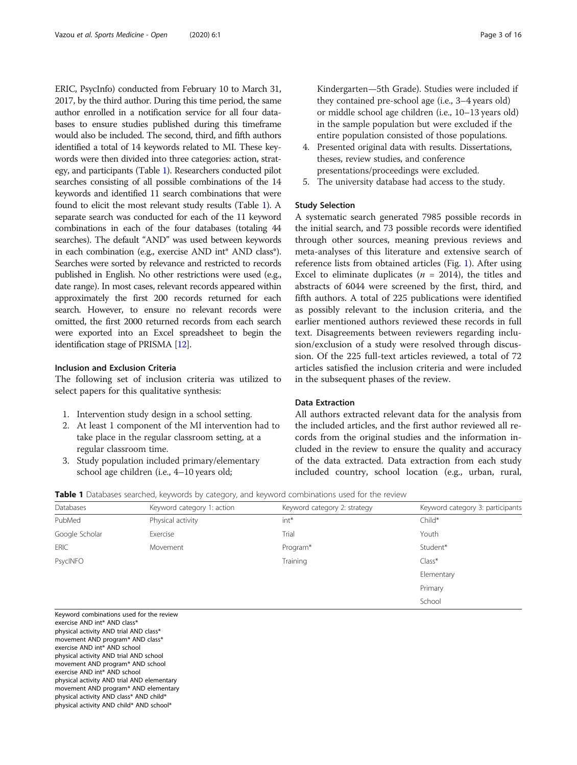ERIC, PsycInfo) conducted from February 10 to March 31, 2017, by the third author. During this time period, the same author enrolled in a notification service for all four databases to ensure studies published during this timeframe would also be included. The second, third, and fifth authors identified a total of 14 keywords related to MI. These keywords were then divided into three categories: action, strategy, and participants (Table 1). Researchers conducted pilot searches consisting of all possible combinations of the 14 keywords and identified 11 search combinations that were found to elicit the most relevant study results (Table 1). A separate search was conducted for each of the 11 keyword combinations in each of the four databases (totaling 44 searches). The default "AND" was used between keywords in each combination (e.g., exercise AND int* AND class*). Searches were sorted by relevance and restricted to records published in English. No other restrictions were used (e.g., date range). In most cases, relevant records appeared within approximately the first 200 records returned for each search. However, to ensure no relevant records were omitted, the first 2000 returned records from each search were exported into an Excel spreadsheet to begin the identification stage of PRISMA [12].

### Inclusion and Exclusion Criteria

The following set of inclusion criteria was utilized to select papers for this qualitative synthesis:

1. Intervention study design in a school setting.
2. At least 1 component of the MI intervention had to take place in the regular classroom setting, at a regular classroom time.
3. Study population included primary/elementary school age children (i.e., 4–10 years old; Kindergarten—5th Grade). Studies were included if they contained pre-school age (i.e., 3–4 years old) or middle school age children (i.e., 10–13 years old) in the sample population but were excluded if the entire population consisted of those populations.
4. Presented original data with results. Dissertations, theses, review studies, and conference presentations/proceedings were excluded.
5. The university database had access to the study.

### Study Selection

A systematic search generated 7985 possible records in the initial search, and 73 possible records were identified through other sources, meaning previous reviews and meta-analyses of this literature and extensive search of reference lists from obtained articles (Fig. 1). After using Excel to eliminate duplicates ($n$ = 2014), the titles and abstracts of 6044 were screened by the first, third, and fifth authors. A total of 225 publications were identified as possibly relevant to the inclusion criteria, and the earlier mentioned authors reviewed these records in full text. Disagreements between reviewers regarding inclusion/exclusion of a study were resolved through discussion. Of the 225 full-text articles reviewed, a total of 72 articles satisfied the inclusion criteria and were included in the subsequent phases of the review.

### Data Extraction

All authors extracted relevant data for the analysis from the included articles, and the first author reviewed all records from the original studies and the information included in the review to ensure the quality and accuracy of the data extracted. Data extraction from each study included country, school location (e.g., urban, rural,

**Table 1** Databases searched, keywords by category, and keyword combinations used for the review

| Databases | Keyword category 1: action | Keyword category 2: strategy | Keyword category 3: participants |
|---|---|---|---|
| PubMed | Physical activity | int* | Child* |
| Google Scholar | Exercise | Trial | Youth |
| ERIC | Movement | Program* | Student* |
| PsycINFO | | Training | Class* |
| | | | Elementary |
| | | | Primary |
| | | | School |

Keyword combinations used for the review
exercise AND int* AND class*
physical activity AND trial AND class*
movement AND program* AND class*
exercise AND int* AND school
physical activity AND trial AND school
movement AND program* AND school
exercise AND int* AND school
physical activity AND trial AND elementary
movement AND program* AND elementary
physical activity AND class* AND child*
physical activity AND child* AND school*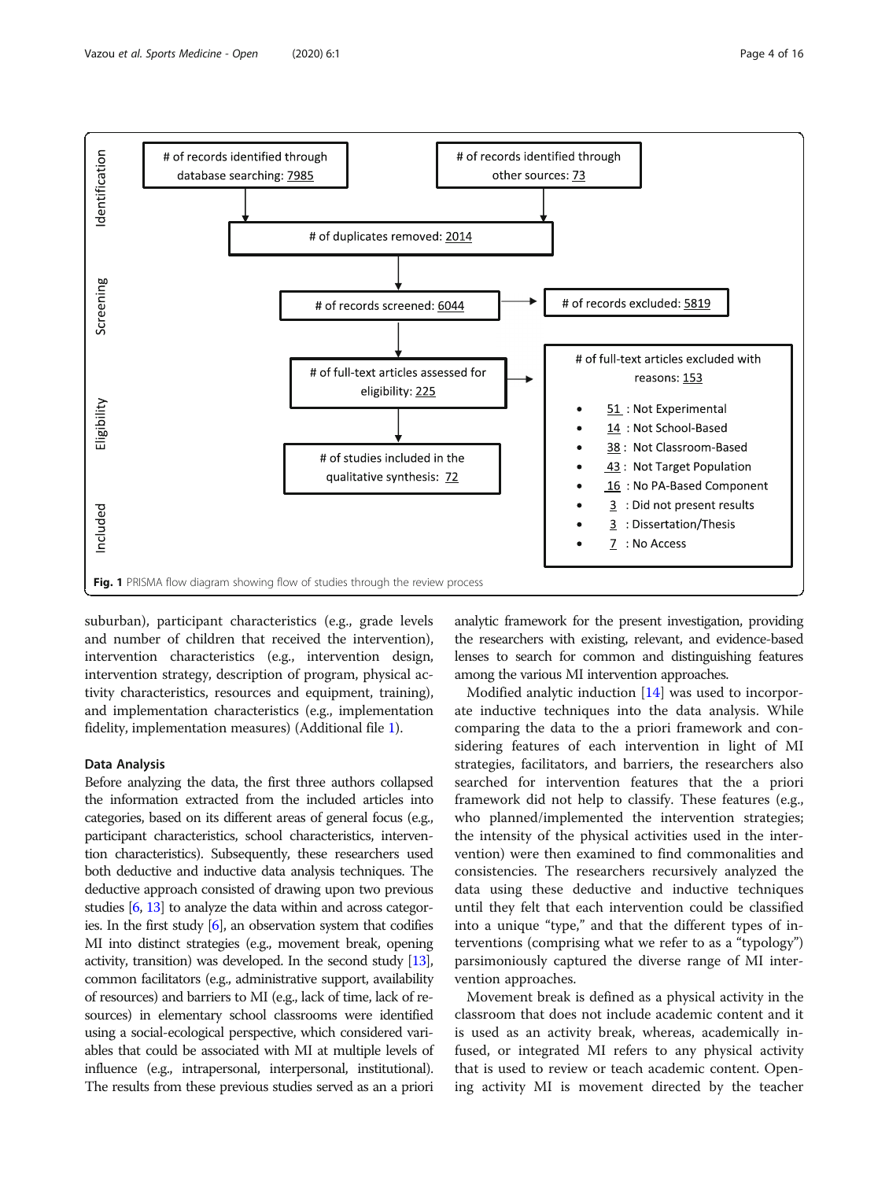**Identification**

- # of records identified through database searching: 7985
- # of records identified through other sources: 73
- # of duplicates removed: 2014

**Screening**

- # of records screened: 6044
- # of records excluded: 5819

**Eligibility**

- # of full-text articles assessed for eligibility: 225
- # of full-text articles excluded with reasons: 153
  - 51 : Not Experimental
  - 14 : Not School-Based
  - 38 : Not Classroom-Based
  - 43 : Not Target Population
  - 16 : No PA-Based Component
  - 3 : Did not present results
  - 3 : Dissertation/Thesis
  - 7 : No Access

**Included**

- # of studies included in the qualitative synthesis: 72

**Fig. 1** PRISMA flow diagram showing flow of studies through the review process

suburban), participant characteristics (e.g., grade levels and number of children that received the intervention), intervention characteristics (e.g., intervention design, intervention strategy, description of program, physical activity characteristics, resources and equipment, training), and implementation characteristics (e.g., implementation fidelity, implementation measures) (Additional file 1).

### Data Analysis

Before analyzing the data, the first three authors collapsed the information extracted from the included articles into categories, based on its different areas of general focus (e.g., participant characteristics, school characteristics, intervention characteristics). Subsequently, these researchers used both deductive and inductive data analysis techniques. The deductive approach consisted of drawing upon two previous studies [6, 13] to analyze the data within and across categories. In the first study [6], an observation system that codifies MI into distinct strategies (e.g., movement break, opening activity, transition) was developed. In the second study [13], common facilitators (e.g., administrative support, availability of resources) and barriers to MI (e.g., lack of time, lack of resources) in elementary school classrooms were identified using a social-ecological perspective, which considered variables that could be associated with MI at multiple levels of influence (e.g., intrapersonal, interpersonal, institutional). The results from these previous studies served as an a priori analytic framework for the present investigation, providing the researchers with existing, relevant, and evidence-based lenses to search for common and distinguishing features among the various MI intervention approaches.

Modified analytic induction [14] was used to incorporate inductive techniques into the data analysis. While comparing the data to the a priori framework and considering features of each intervention in light of MI strategies, facilitators, and barriers, the researchers also searched for intervention features that the a priori framework did not help to classify. These features (e.g., who planned/implemented the intervention strategies; the intensity of the physical activities used in the intervention) were then examined to find commonalities and consistencies. The researchers recursively analyzed the data using these deductive and inductive techniques until they felt that each intervention could be classified into a unique "type," and that the different types of interventions (comprising what we refer to as a "typology") parsimoniously captured the diverse range of MI intervention approaches.

Movement break is defined as a physical activity in the classroom that does not include academic content and it is used as an activity break, whereas, academically infused, or integrated MI refers to any physical activity that is used to review or teach academic content. Opening activity MI is movement directed by the teacher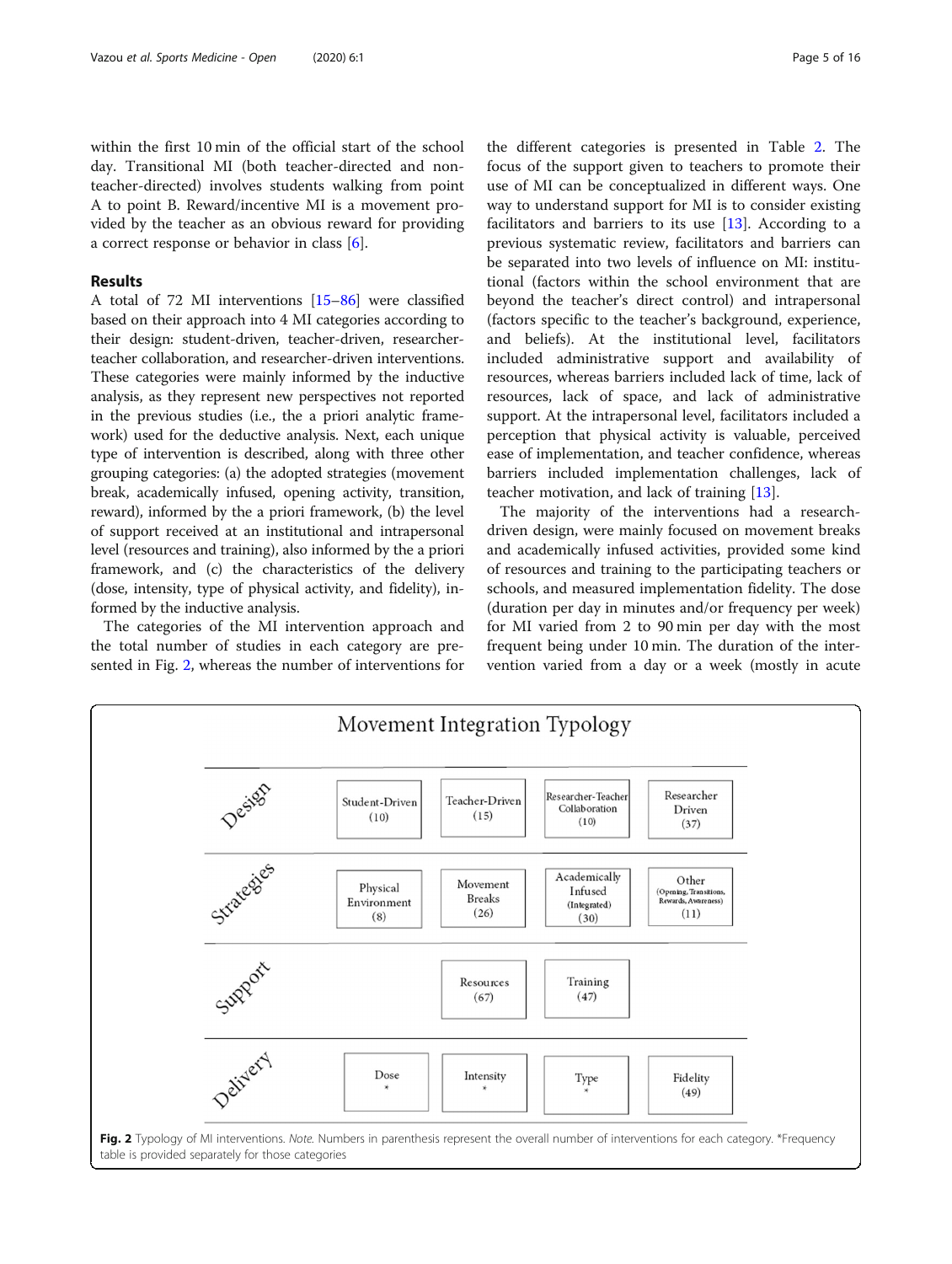within the first 10 min of the official start of the school day. Transitional MI (both teacher-directed and non-teacher-directed) involves students walking from point A to point B. Reward/incentive MI is a movement provided by the teacher as an obvious reward for providing a correct response or behavior in class [6].

## Results

A total of 72 MI interventions [15–86] were classified based on their approach into 4 MI categories according to their design: student-driven, teacher-driven, researcher-teacher collaboration, and researcher-driven interventions. These categories were mainly informed by the inductive analysis, as they represent new perspectives not reported in the previous studies (i.e., the a priori analytic framework) used for the deductive analysis. Next, each unique type of intervention is described, along with three other grouping categories: (a) the adopted strategies (movement break, academically infused, opening activity, transition, reward), informed by the a priori framework, (b) the level of support received at an institutional and intrapersonal level (resources and training), also informed by the a priori framework, and (c) the characteristics of the delivery (dose, intensity, type of physical activity, and fidelity), informed by the inductive analysis.

The categories of the MI intervention approach and the total number of studies in each category are presented in Fig. 2, whereas the number of interventions for the different categories is presented in Table 2. The focus of the support given to teachers to promote their use of MI can be conceptualized in different ways. One way to understand support for MI is to consider existing facilitators and barriers to its use [13]. According to a previous systematic review, facilitators and barriers can be separated into two levels of influence on MI: institutional (factors within the school environment that are beyond the teacher's direct control) and intrapersonal (factors specific to the teacher's background, experience, and beliefs). At the institutional level, facilitators included administrative support and availability of resources, whereas barriers included lack of time, lack of resources, lack of space, and lack of administrative support. At the intrapersonal level, facilitators included a perception that physical activity is valuable, perceived ease of implementation, and teacher confidence, whereas barriers included implementation challenges, lack of teacher motivation, and lack of training [13].

The majority of the interventions had a research-driven design, were mainly focused on movement breaks and academically infused activities, provided some kind of resources and training to the participating teachers or schools, and measured implementation fidelity. The dose (duration per day in minutes and/or frequency per week) for MI varied from 2 to 90 min per day with the most frequent being under 10 min. The duration of the intervention varied from a day or a week (mostly in acute

**Movement Integration Typology**

| | | | | |
|---|---|---|---|---|
| Design | Student-Driven (10) | Teacher-Driven (15) | Researcher-Teacher Collaboration (10) | Researcher Driven (37) |
| Strategies | Physical Environment (8) | Movement Breaks (26) | Academically Infused (Integrated) (30) | Other (Opening, Transitions, Rewards, Awareness) (11) |
| Support | | Resources (67) | Training (47) | |
| Delivery | Dose * | Intensity * | Type * | Fidelity (49) |

**Fig. 2** Typology of MI interventions. *Note.* Numbers in parenthesis represent the overall number of interventions for each category. *Frequency table is provided separately for those categories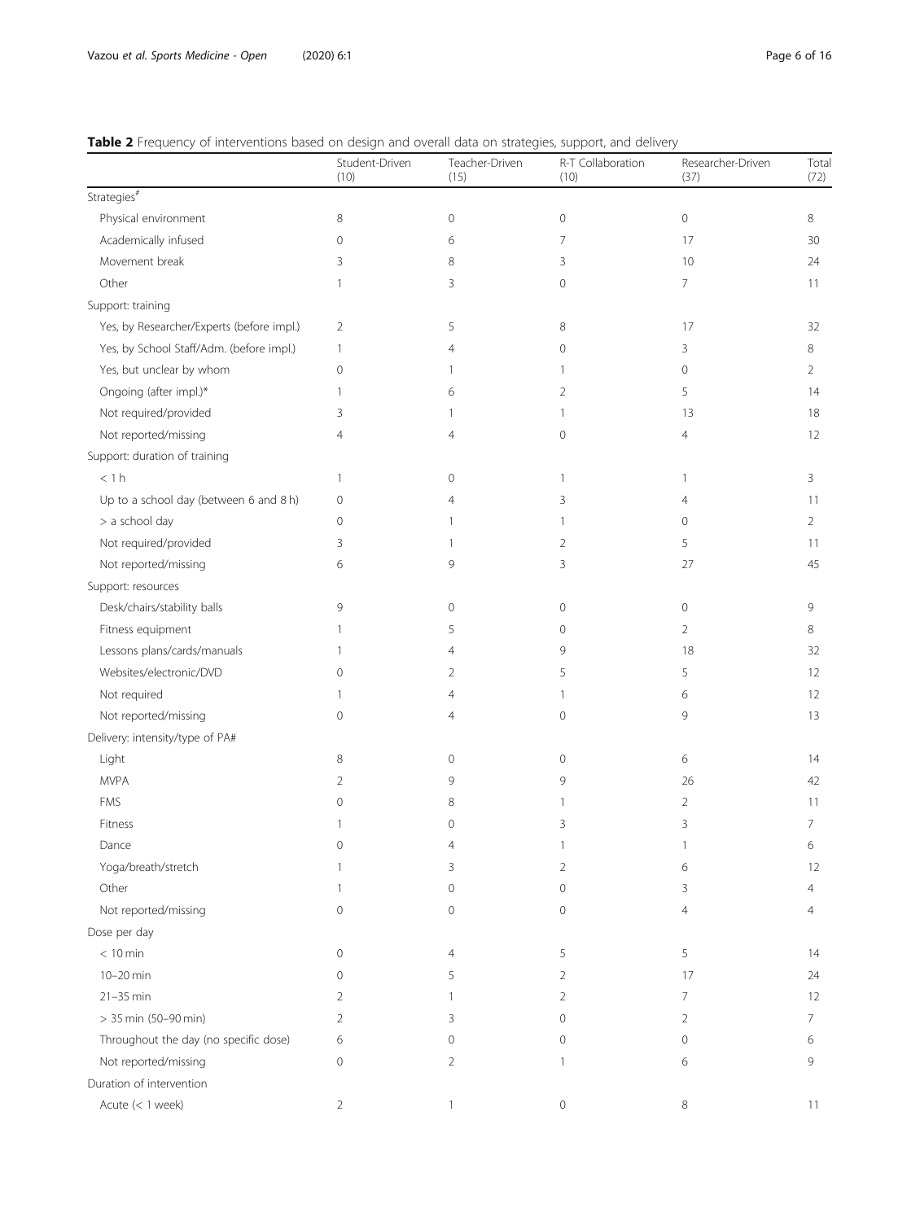**Table 2** Frequency of interventions based on design and overall data on strategies, support, and delivery

| | Student-Driven (10) | Teacher-Driven (15) | R-T Collaboration (10) | Researcher-Driven (37) | Total (72) |
|---|---|---|---|---|---|
| Strategies[#] | | | | | |
| Physical environment | 8 | 0 | 0 | 0 | 8 |
| Academically infused | 0 | 6 | 7 | 17 | 30 |
| Movement break | 3 | 8 | 3 | 10 | 24 |
| Other | 1 | 3 | 0 | 7 | 11 |
| Support: training | | | | | |
| Yes, by Researcher/Experts (before impl.) | 2 | 5 | 8 | 17 | 32 |
| Yes, by School Staff/Adm. (before impl.) | 1 | 4 | 0 | 3 | 8 |
| Yes, but unclear by whom | 0 | 1 | 1 | 0 | 2 |
| Ongoing (after impl.)* | 1 | 6 | 2 | 5 | 14 |
| Not required/provided | 3 | 1 | 1 | 13 | 18 |
| Not reported/missing | 4 | 4 | 0 | 4 | 12 |
| Support: duration of training | | | | | |
| < 1 h | 1 | 0 | 1 | 1 | 3 |
| Up to a school day (between 6 and 8 h) | 0 | 4 | 3 | 4 | 11 |
| > a school day | 0 | 1 | 1 | 0 | 2 |
| Not required/provided | 3 | 1 | 2 | 5 | 11 |
| Not reported/missing | 6 | 9 | 3 | 27 | 45 |
| Support: resources | | | | | |
| Desk/chairs/stability balls | 9 | 0 | 0 | 0 | 9 |
| Fitness equipment | 1 | 5 | 0 | 2 | 8 |
| Lessons plans/cards/manuals | 1 | 4 | 9 | 18 | 32 |
| Websites/electronic/DVD | 0 | 2 | 5 | 5 | 12 |
| Not required | 1 | 4 | 1 | 6 | 12 |
| Not reported/missing | 0 | 4 | 0 | 9 | 13 |
| Delivery: intensity/type of PA# | | | | | |
| Light | 8 | 0 | 0 | 6 | 14 |
| MVPA | 2 | 9 | 9 | 26 | 42 |
| FMS | 0 | 8 | 1 | 2 | 11 |
| Fitness | 1 | 0 | 3 | 3 | 7 |
| Dance | 0 | 4 | 1 | 1 | 6 |
| Yoga/breath/stretch | 1 | 3 | 2 | 6 | 12 |
| Other | 1 | 0 | 0 | 3 | 4 |
| Not reported/missing | 0 | 0 | 0 | 4 | 4 |
| Dose per day | | | | | |
| < 10 min | 0 | 4 | 5 | 5 | 14 |
| 10–20 min | 0 | 5 | 2 | 17 | 24 |
| 21–35 min | 2 | 1 | 2 | 7 | 12 |
| > 35 min (50–90 min) | 2 | 3 | 0 | 2 | 7 |
| Throughout the day (no specific dose) | 6 | 0 | 0 | 0 | 6 |
| Not reported/missing | 0 | 2 | 1 | 6 | 9 |
| Duration of intervention | | | | | |
| Acute (< 1 week) | 2 | 1 | 0 | 8 | 11 |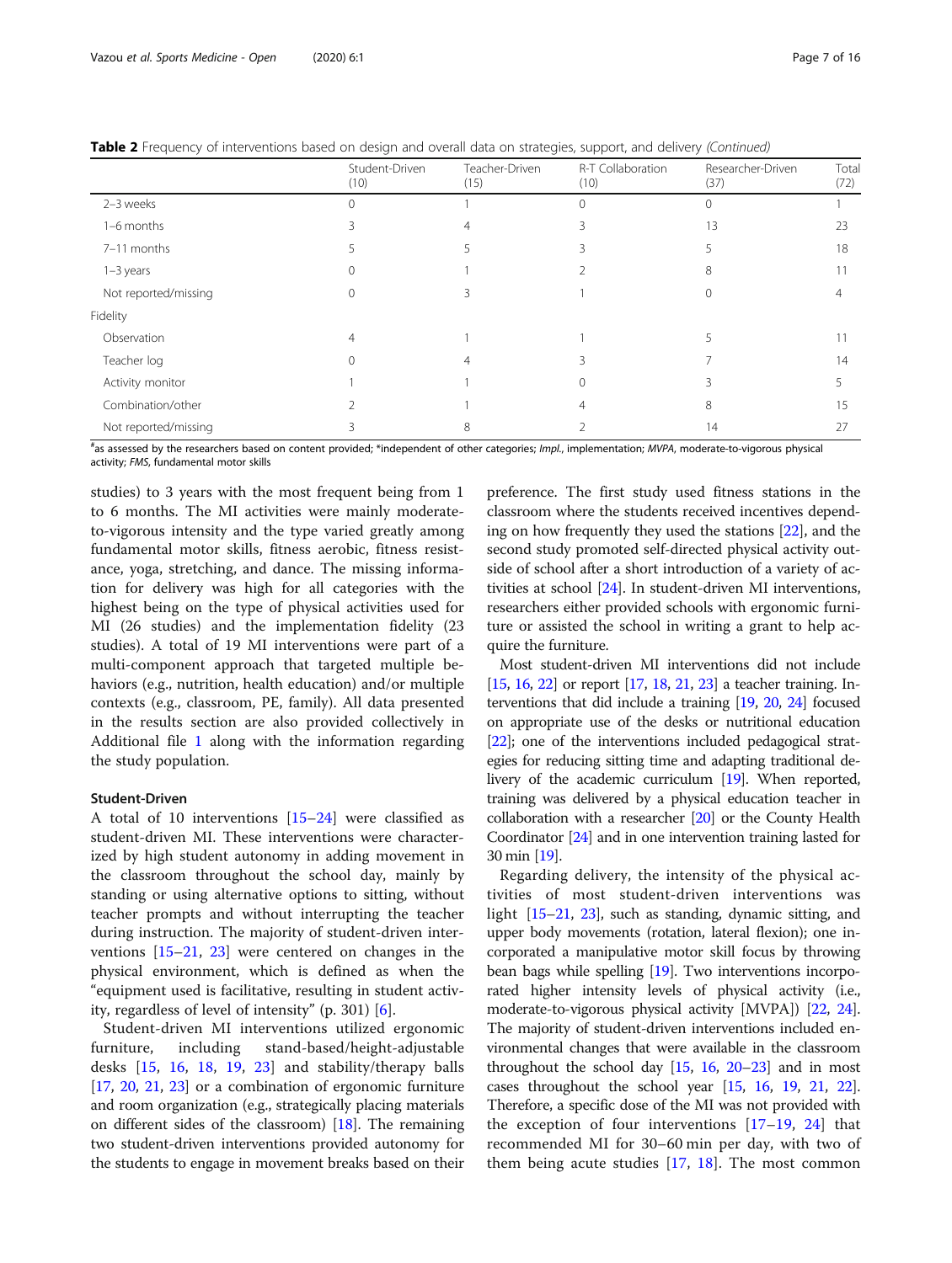**Table 2** Frequency of interventions based on design and overall data on strategies, support, and delivery *(Continued)*

| | Student-Driven (10) | Teacher-Driven (15) | R-T Collaboration (10) | Researcher-Driven (37) | Total (72) |
|---|---|---|---|---|---|
| 2–3 weeks | 0 | 1 | 0 | 0 | 1 |
| 1–6 months | 3 | 4 | 3 | 13 | 23 |
| 7–11 months | 5 | 5 | 3 | 5 | 18 |
| 1–3 years | 0 | 1 | 2 | 8 | 11 |
| Not reported/missing | 0 | 3 | 1 | 0 | 4 |
| Fidelity | | | | | |
| Observation | 4 | 1 | 1 | 5 | 11 |
| Teacher log | 0 | 4 | 3 | 7 | 14 |
| Activity monitor | 1 | 1 | 0 | 3 | 5 |
| Combination/other | 2 | 1 | 4 | 8 | 15 |
| Not reported/missing | 3 | 8 | 2 | 14 | 27 |

#as assessed by the researchers based on content provided; *independent of other categories; *Impl.*, implementation; *MVPA*, moderate-to-vigorous physical activity; *FMS*, fundamental motor skills

studies) to 3 years with the most frequent being from 1 to 6 months. The MI activities were mainly moderate-to-vigorous intensity and the type varied greatly among fundamental motor skills, fitness aerobic, fitness resistance, yoga, stretching, and dance. The missing information for delivery was high for all categories with the highest being on the type of physical activities used for MI (26 studies) and the implementation fidelity (23 studies). A total of 19 MI interventions were part of a multi-component approach that targeted multiple behaviors (e.g., nutrition, health education) and/or multiple contexts (e.g., classroom, PE, family). All data presented in the results section are also provided collectively in Additional file 1 along with the information regarding the study population.

### Student-Driven

A total of 10 interventions [15–24] were classified as student-driven MI. These interventions were characterized by high student autonomy in adding movement in the classroom throughout the school day, mainly by standing or using alternative options to sitting, without teacher prompts and without interrupting the teacher during instruction. The majority of student-driven interventions [15–21, 23] were centered on changes in the physical environment, which is defined as when the "equipment used is facilitative, resulting in student activity, regardless of level of intensity" (p. 301) [6].

Student-driven MI interventions utilized ergonomic furniture, including stand-based/height-adjustable desks [15, 16, 18, 19, 23] and stability/therapy balls [17, 20, 21, 23] or a combination of ergonomic furniture and room organization (e.g., strategically placing materials on different sides of the classroom) [18]. The remaining two student-driven interventions provided autonomy for the students to engage in movement breaks based on their preference. The first study used fitness stations in the classroom where the students received incentives depending on how frequently they used the stations [22], and the second study promoted self-directed physical activity outside of school after a short introduction of a variety of activities at school [24]. In student-driven MI interventions, researchers either provided schools with ergonomic furniture or assisted the school in writing a grant to help acquire the furniture.

Most student-driven MI interventions did not include [15, 16, 22] or report [17, 18, 21, 23] a teacher training. Interventions that did include a training [19, 20, 24] focused on appropriate use of the desks or nutritional education [22]; one of the interventions included pedagogical strategies for reducing sitting time and adapting traditional delivery of the academic curriculum [19]. When reported, training was delivered by a physical education teacher in collaboration with a researcher [20] or the County Health Coordinator [24] and in one intervention training lasted for 30 min [19].

Regarding delivery, the intensity of the physical activities of most student-driven interventions was light [15–21, 23], such as standing, dynamic sitting, and upper body movements (rotation, lateral flexion); one incorporated a manipulative motor skill focus by throwing bean bags while spelling [19]. Two interventions incorporated higher intensity levels of physical activity (i.e., moderate-to-vigorous physical activity [MVPA]) [22, 24]. The majority of student-driven interventions included environmental changes that were available in the classroom throughout the school day [15, 16, 20–23] and in most cases throughout the school year [15, 16, 19, 21, 22]. Therefore, a specific dose of the MI was not provided with the exception of four interventions [17–19, 24] that recommended MI for 30–60 min per day, with two of them being acute studies [17, 18]. The most common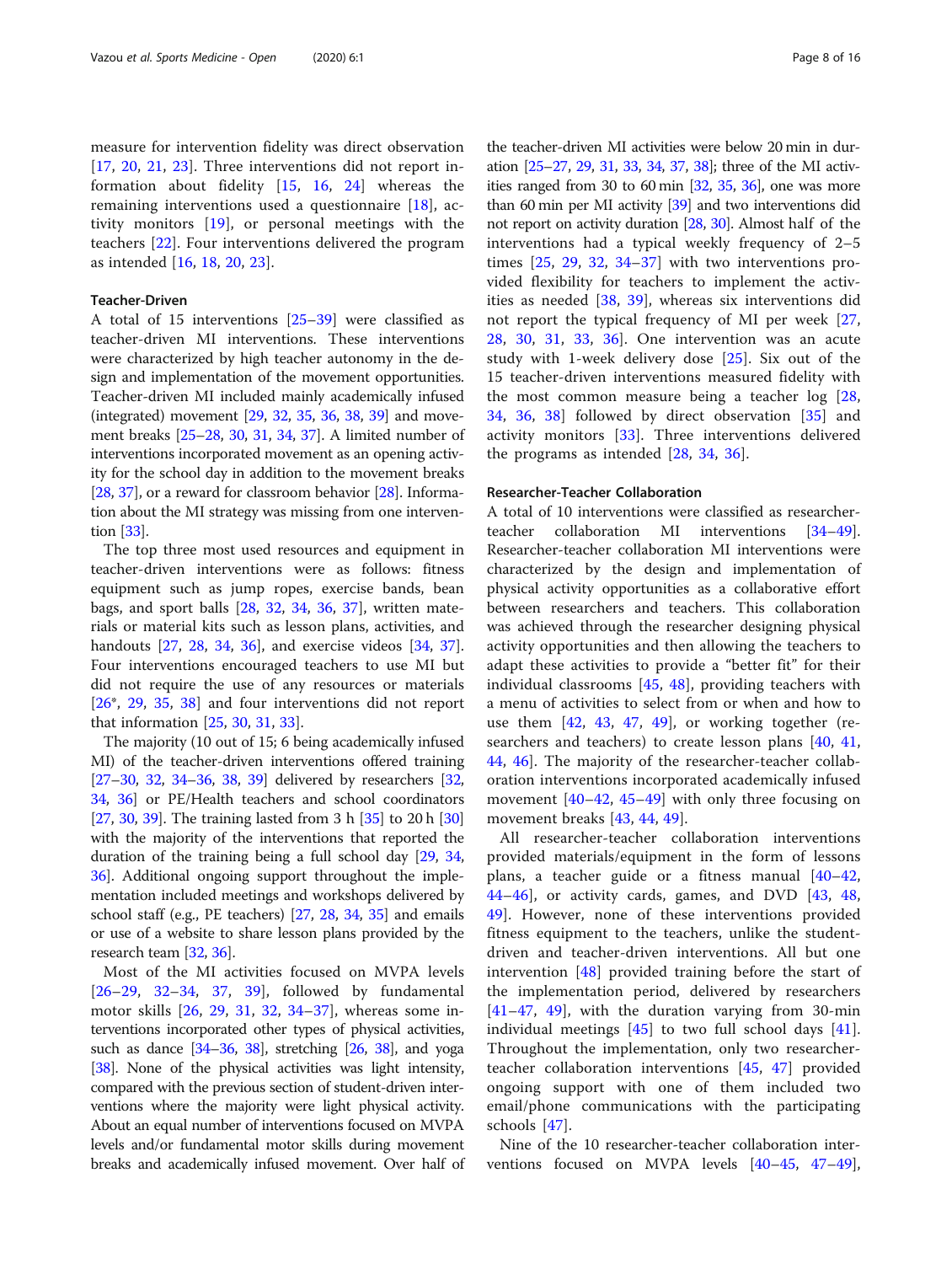measure for intervention fidelity was direct observation [17, 20, 21, 23]. Three interventions did not report information about fidelity [15, 16, 24] whereas the remaining interventions used a questionnaire [18], activity monitors [19], or personal meetings with the teachers [22]. Four interventions delivered the program as intended [16, 18, 20, 23].

#### Teacher-Driven

A total of 15 interventions [25–39] were classified as teacher-driven MI interventions. These interventions were characterized by high teacher autonomy in the design and implementation of the movement opportunities. Teacher-driven MI included mainly academically infused (integrated) movement [29, 32, 35, 36, 38, 39] and movement breaks [25–28, 30, 31, 34, 37]. A limited number of interventions incorporated movement as an opening activity for the school day in addition to the movement breaks [28, 37], or a reward for classroom behavior [28]. Information about the MI strategy was missing from one intervention [33].

The top three most used resources and equipment in teacher-driven interventions were as follows: fitness equipment such as jump ropes, exercise bands, bean bags, and sport balls [28, 32, 34, 36, 37], written materials or material kits such as lesson plans, activities, and handouts [27, 28, 34, 36], and exercise videos [34, 37]. Four interventions encouraged teachers to use MI but did not require the use of any resources or materials [26*, 29, 35, 38] and four interventions did not report that information [25, 30, 31, 33].

The majority (10 out of 15; 6 being academically infused MI) of the teacher-driven interventions offered training [27–30, 32, 34–36, 38, 39] delivered by researchers [32, 34, 36] or PE/Health teachers and school coordinators [27, 30, 39]. The training lasted from 3 h [35] to 20 h [30] with the majority of the interventions that reported the duration of the training being a full school day [29, 34, 36]. Additional ongoing support throughout the implementation included meetings and workshops delivered by school staff (e.g., PE teachers) [27, 28, 34, 35] and emails or use of a website to share lesson plans provided by the research team [32, 36].

Most of the MI activities focused on MVPA levels [26–29, 32–34, 37, 39], followed by fundamental motor skills [26, 29, 31, 32, 34–37], whereas some interventions incorporated other types of physical activities, such as dance [34–36, 38], stretching [26, 38], and yoga [38]. None of the physical activities was light intensity, compared with the previous section of student-driven interventions where the majority were light physical activity. About an equal number of interventions focused on MVPA levels and/or fundamental motor skills during movement breaks and academically infused movement. Over half of the teacher-driven MI activities were below 20 min in duration [25–27, 29, 31, 33, 34, 37, 38]; three of the MI activities ranged from 30 to 60 min [32, 35, 36], one was more than 60 min per MI activity [39] and two interventions did not report on activity duration [28, 30]. Almost half of the interventions had a typical weekly frequency of 2–5 times [25, 29, 32, 34–37] with two interventions provided flexibility for teachers to implement the activities as needed [38, 39], whereas six interventions did not report the typical frequency of MI per week [27, 28, 30, 31, 33, 36]. One intervention was an acute study with 1-week delivery dose [25]. Six out of the 15 teacher-driven interventions measured fidelity with the most common measure being a teacher log [28, 34, 36, 38] followed by direct observation [35] and activity monitors [33]. Three interventions delivered the programs as intended [28, 34, 36].

#### Researcher-Teacher Collaboration

A total of 10 interventions were classified as researcher-teacher collaboration MI interventions [34–49]. Researcher-teacher collaboration MI interventions were characterized by the design and implementation of physical activity opportunities as a collaborative effort between researchers and teachers. This collaboration was achieved through the researcher designing physical activity opportunities and then allowing the teachers to adapt these activities to provide a "better fit" for their individual classrooms [45, 48], providing teachers with a menu of activities to select from or when and how to use them [42, 43, 47, 49], or working together (researchers and teachers) to create lesson plans [40, 41, 44, 46]. The majority of the researcher-teacher collaboration interventions incorporated academically infused movement [40–42, 45–49] with only three focusing on movement breaks [43, 44, 49].

All researcher-teacher collaboration interventions provided materials/equipment in the form of lessons plans, a teacher guide or a fitness manual [40–42, 44–46], or activity cards, games, and DVD [43, 48, 49]. However, none of these interventions provided fitness equipment to the teachers, unlike the student-driven and teacher-driven interventions. All but one intervention [48] provided training before the start of the implementation period, delivered by researchers [41–47, 49], with the duration varying from 30-min individual meetings [45] to two full school days [41]. Throughout the implementation, only two researcher-teacher collaboration interventions [45, 47] provided ongoing support with one of them included two email/phone communications with the participating schools [47].

Nine of the 10 researcher-teacher collaboration interventions focused on MVPA levels [40–45, 47–49],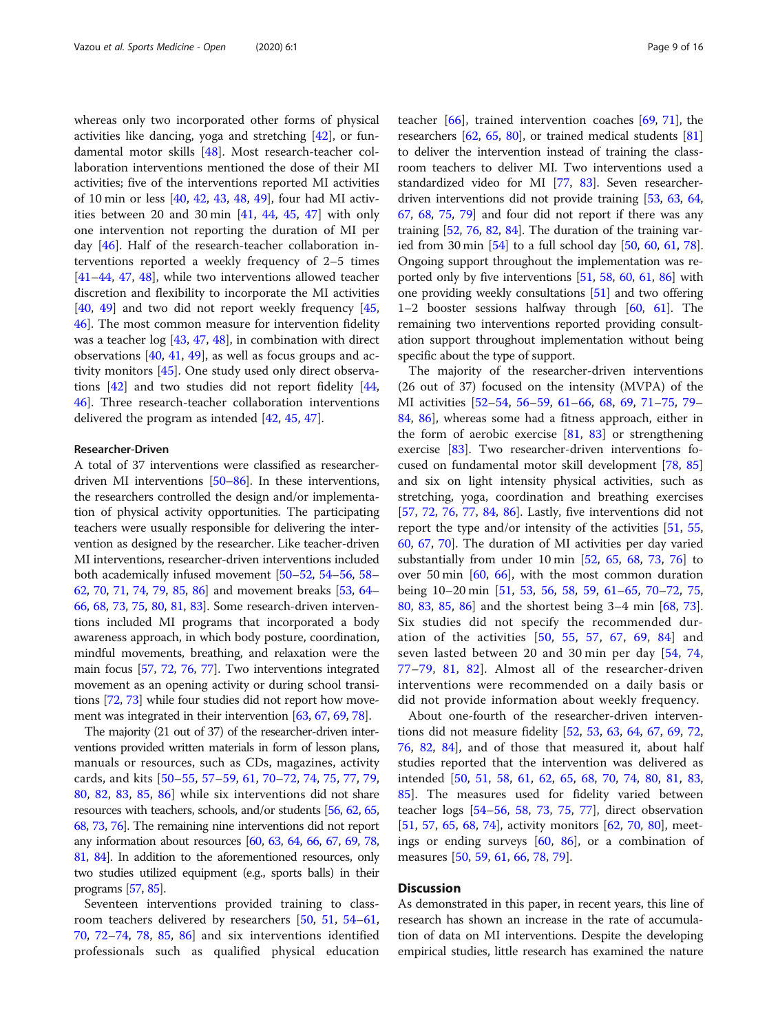whereas only two incorporated other forms of physical activities like dancing, yoga and stretching [42], or fundamental motor skills [48]. Most research-teacher collaboration interventions mentioned the dose of their MI activities; five of the interventions reported MI activities of 10 min or less [40, 42, 43, 48, 49], four had MI activities between 20 and 30 min [41, 44, 45, 47] with only one intervention not reporting the duration of MI per day [46]. Half of the research-teacher collaboration interventions reported a weekly frequency of 2–5 times [41–44, 47, 48], while two interventions allowed teacher discretion and flexibility to incorporate the MI activities [40, 49] and two did not report weekly frequency [45, 46]. The most common measure for intervention fidelity was a teacher log [43, 47, 48], in combination with direct observations [40, 41, 49], as well as focus groups and activity monitors [45]. One study used only direct observations [42] and two studies did not report fidelity [44, 46]. Three research-teacher collaboration interventions delivered the program as intended [42, 45, 47].

### Researcher-Driven

A total of 37 interventions were classified as researcher-driven MI interventions [50–86]. In these interventions, the researchers controlled the design and/or implementation of physical activity opportunities. The participating teachers were usually responsible for delivering the intervention as designed by the researcher. Like teacher-driven MI interventions, researcher-driven interventions included both academically infused movement [50–52, 54–56, 58–62, 70, 71, 74, 79, 85, 86] and movement breaks [53, 64–66, 68, 73, 75, 80, 81, 83]. Some research-driven interventions included MI programs that incorporated a body awareness approach, in which body posture, coordination, mindful movements, breathing, and relaxation were the main focus [57, 72, 76, 77]. Two interventions integrated movement as an opening activity or during school transitions [72, 73] while four studies did not report how movement was integrated in their intervention [63, 67, 69, 78].

The majority (21 out of 37) of the researcher-driven interventions provided written materials in form of lesson plans, manuals or resources, such as CDs, magazines, activity cards, and kits [50–55, 57–59, 61, 70–72, 74, 75, 77, 79, 80, 82, 83, 85, 86] while six interventions did not share resources with teachers, schools, and/or students [56, 62, 65, 68, 73, 76]. The remaining nine interventions did not report any information about resources [60, 63, 64, 66, 67, 69, 78, 81, 84]. In addition to the aforementioned resources, only two studies utilized equipment (e.g., sports balls) in their programs [57, 85].

Seventeen interventions provided training to classroom teachers delivered by researchers [50, 51, 54–61, 70, 72–74, 78, 85, 86] and six interventions identified professionals such as qualified physical education teacher [66], trained intervention coaches [69, 71], the researchers [62, 65, 80], or trained medical students [81] to deliver the intervention instead of training the classroom teachers to deliver MI. Two interventions used a standardized video for MI [77, 83]. Seven researcher-driven interventions did not provide training [53, 63, 64, 67, 68, 75, 79] and four did not report if there was any training [52, 76, 82, 84]. The duration of the training varied from 30 min [54] to a full school day [50, 60, 61, 78]. Ongoing support throughout the implementation was reported only by five interventions [51, 58, 60, 61, 86] with one providing weekly consultations [51] and two offering 1–2 booster sessions halfway through [60, 61]. The remaining two interventions reported providing consultation support throughout implementation without being specific about the type of support.

The majority of the researcher-driven interventions (26 out of 37) focused on the intensity (MVPA) of the MI activities [52–54, 56–59, 61–66, 68, 69, 71–75, 79–84, 86], whereas some had a fitness approach, either in the form of aerobic exercise [81, 83] or strengthening exercise [83]. Two researcher-driven interventions focused on fundamental motor skill development [78, 85] and six on light intensity physical activities, such as stretching, yoga, coordination and breathing exercises [57, 72, 76, 77, 84, 86]. Lastly, five interventions did not report the type and/or intensity of the activities [51, 55, 60, 67, 70]. The duration of MI activities per day varied substantially from under 10 min [52, 65, 68, 73, 76] to over 50 min [60, 66], with the most common duration being 10–20 min [51, 53, 56, 58, 59, 61–65, 70–72, 75, 80, 83, 85, 86] and the shortest being 3–4 min [68, 73]. Six studies did not specify the recommended duration of the activities [50, 55, 57, 67, 69, 84] and seven lasted between 20 and 30 min per day [54, 74, 77–79, 81, 82]. Almost all of the researcher-driven interventions were recommended on a daily basis or did not provide information about weekly frequency.

About one-fourth of the researcher-driven interventions did not measure fidelity [52, 53, 63, 64, 67, 69, 72, 76, 82, 84], and of those that measured it, about half studies reported that the intervention was delivered as intended [50, 51, 58, 61, 62, 65, 68, 70, 74, 80, 81, 83, 85]. The measures used for fidelity varied between teacher logs [54–56, 58, 73, 75, 77], direct observation [51, 57, 65, 68, 74], activity monitors [62, 70, 80], meetings or ending surveys [60, 86], or a combination of measures [50, 59, 61, 66, 78, 79].

## Discussion

As demonstrated in this paper, in recent years, this line of research has shown an increase in the rate of accumulation of data on MI interventions. Despite the developing empirical studies, little research has examined the nature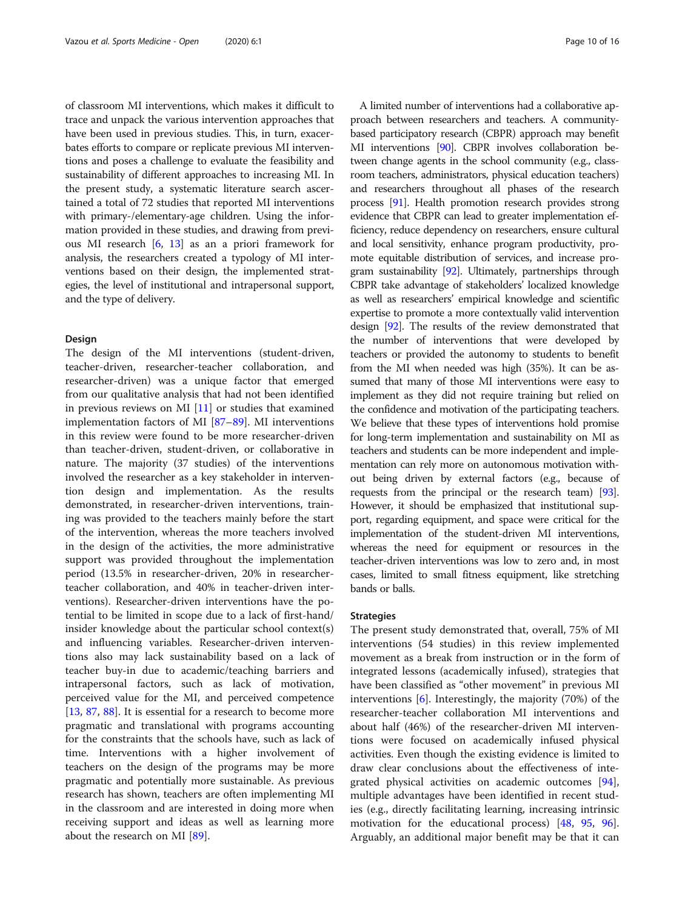of classroom MI interventions, which makes it difficult to trace and unpack the various intervention approaches that have been used in previous studies. This, in turn, exacerbates efforts to compare or replicate previous MI interventions and poses a challenge to evaluate the feasibility and sustainability of different approaches to increasing MI. In the present study, a systematic literature search ascertained a total of 72 studies that reported MI interventions with primary-/elementary-age children. Using the information provided in these studies, and drawing from previous MI research [6, 13] as an a priori framework for analysis, the researchers created a typology of MI interventions based on their design, the implemented strategies, the level of institutional and intrapersonal support, and the type of delivery.

### Design

The design of the MI interventions (student-driven, teacher-driven, researcher-teacher collaboration, and researcher-driven) was a unique factor that emerged from our qualitative analysis that had not been identified in previous reviews on MI [11] or studies that examined implementation factors of MI [87–89]. MI interventions in this review were found to be more researcher-driven than teacher-driven, student-driven, or collaborative in nature. The majority (37 studies) of the interventions involved the researcher as a key stakeholder in intervention design and implementation. As the results demonstrated, in researcher-driven interventions, training was provided to the teachers mainly before the start of the intervention, whereas the more teachers involved in the design of the activities, the more administrative support was provided throughout the implementation period (13.5% in researcher-driven, 20% in researcher-teacher collaboration, and 40% in teacher-driven interventions). Researcher-driven interventions have the potential to be limited in scope due to a lack of first-hand/insider knowledge about the particular school context(s) and influencing variables. Researcher-driven interventions also may lack sustainability based on a lack of teacher buy-in due to academic/teaching barriers and intrapersonal factors, such as lack of motivation, perceived value for the MI, and perceived competence [13, 87, 88]. It is essential for a research to become more pragmatic and translational with programs accounting for the constraints that the schools have, such as lack of time. Interventions with a higher involvement of teachers on the design of the programs may be more pragmatic and potentially more sustainable. As previous research has shown, teachers are often implementing MI in the classroom and are interested in doing more when receiving support and ideas as well as learning more about the research on MI [89].

A limited number of interventions had a collaborative approach between researchers and teachers. A community-based participatory research (CBPR) approach may benefit MI interventions [90]. CBPR involves collaboration between change agents in the school community (e.g., classroom teachers, administrators, physical education teachers) and researchers throughout all phases of the research process [91]. Health promotion research provides strong evidence that CBPR can lead to greater implementation efficiency, reduce dependency on researchers, ensure cultural and local sensitivity, enhance program productivity, promote equitable distribution of services, and increase program sustainability [92]. Ultimately, partnerships through CBPR take advantage of stakeholders' localized knowledge as well as researchers' empirical knowledge and scientific expertise to promote a more contextually valid intervention design [92]. The results of the review demonstrated that the number of interventions that were developed by teachers or provided the autonomy to students to benefit from the MI when needed was high (35%). It can be assumed that many of those MI interventions were easy to implement as they did not require training but relied on the confidence and motivation of the participating teachers. We believe that these types of interventions hold promise for long-term implementation and sustainability on MI as teachers and students can be more independent and implementation can rely more on autonomous motivation without being driven by external factors (e.g., because of requests from the principal or the research team) [93]. However, it should be emphasized that institutional support, regarding equipment, and space were critical for the implementation of the student-driven MI interventions, whereas the need for equipment or resources in the teacher-driven interventions was low to zero and, in most cases, limited to small fitness equipment, like stretching bands or balls.

### Strategies

The present study demonstrated that, overall, 75% of MI interventions (54 studies) in this review implemented movement as a break from instruction or in the form of integrated lessons (academically infused), strategies that have been classified as "other movement" in previous MI interventions [6]. Interestingly, the majority (70%) of the researcher-teacher collaboration MI interventions and about half (46%) of the researcher-driven MI interventions were focused on academically infused physical activities. Even though the existing evidence is limited to draw clear conclusions about the effectiveness of integrated physical activities on academic outcomes [94], multiple advantages have been identified in recent studies (e.g., directly facilitating learning, increasing intrinsic motivation for the educational process) [48, 95, 96]. Arguably, an additional major benefit may be that it can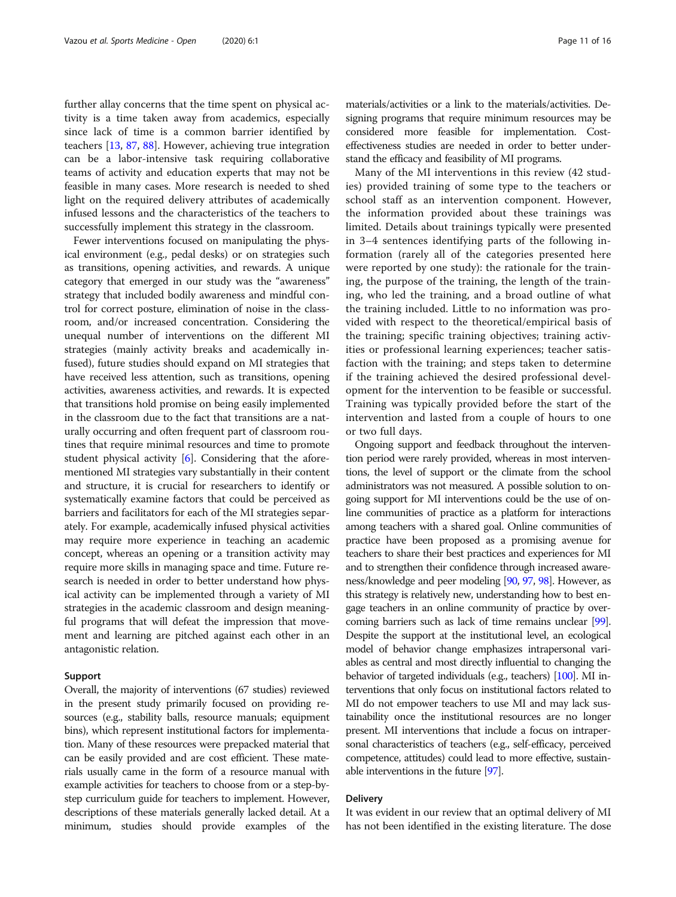further allay concerns that the time spent on physical activity is a time taken away from academics, especially since lack of time is a common barrier identified by teachers [13, 87, 88]. However, achieving true integration can be a labor-intensive task requiring collaborative teams of activity and education experts that may not be feasible in many cases. More research is needed to shed light on the required delivery attributes of academically infused lessons and the characteristics of the teachers to successfully implement this strategy in the classroom.

Fewer interventions focused on manipulating the physical environment (e.g., pedal desks) or on strategies such as transitions, opening activities, and rewards. A unique category that emerged in our study was the "awareness" strategy that included bodily awareness and mindful control for correct posture, elimination of noise in the classroom, and/or increased concentration. Considering the unequal number of interventions on the different MI strategies (mainly activity breaks and academically infused), future studies should expand on MI strategies that have received less attention, such as transitions, opening activities, awareness activities, and rewards. It is expected that transitions hold promise on being easily implemented in the classroom due to the fact that transitions are a naturally occurring and often frequent part of classroom routines that require minimal resources and time to promote student physical activity [6]. Considering that the aforementioned MI strategies vary substantially in their content and structure, it is crucial for researchers to identify or systematically examine factors that could be perceived as barriers and facilitators for each of the MI strategies separately. For example, academically infused physical activities may require more experience in teaching an academic concept, whereas an opening or a transition activity may require more skills in managing space and time. Future research is needed in order to better understand how physical activity can be implemented through a variety of MI strategies in the academic classroom and design meaningful programs that will defeat the impression that movement and learning are pitched against each other in an antagonistic relation.

#### Support

Overall, the majority of interventions (67 studies) reviewed in the present study primarily focused on providing resources (e.g., stability balls, resource manuals; equipment bins), which represent institutional factors for implementation. Many of these resources were prepacked material that can be easily provided and are cost efficient. These materials usually came in the form of a resource manual with example activities for teachers to choose from or a step-by-step curriculum guide for teachers to implement. However, descriptions of these materials generally lacked detail. At a minimum, studies should provide examples of the materials/activities or a link to the materials/activities. Designing programs that require minimum resources may be considered more feasible for implementation. Cost-effectiveness studies are needed in order to better understand the efficacy and feasibility of MI programs.

Many of the MI interventions in this review (42 studies) provided training of some type to the teachers or school staff as an intervention component. However, the information provided about these trainings was limited. Details about trainings typically were presented in 3–4 sentences identifying parts of the following information (rarely all of the categories presented here were reported by one study): the rationale for the training, the purpose of the training, the length of the training, who led the training, and a broad outline of what the training included. Little to no information was provided with respect to the theoretical/empirical basis of the training; specific training objectives; training activities or professional learning experiences; teacher satisfaction with the training; and steps taken to determine if the training achieved the desired professional development for the intervention to be feasible or successful. Training was typically provided before the start of the intervention and lasted from a couple of hours to one or two full days.

Ongoing support and feedback throughout the intervention period were rarely provided, whereas in most interventions, the level of support or the climate from the school administrators was not measured. A possible solution to ongoing support for MI interventions could be the use of online communities of practice as a platform for interactions among teachers with a shared goal. Online communities of practice have been proposed as a promising avenue for teachers to share their best practices and experiences for MI and to strengthen their confidence through increased awareness/knowledge and peer modeling [90, 97, 98]. However, as this strategy is relatively new, understanding how to best engage teachers in an online community of practice by overcoming barriers such as lack of time remains unclear [99]. Despite the support at the institutional level, an ecological model of behavior change emphasizes intrapersonal variables as central and most directly influential to changing the behavior of targeted individuals (e.g., teachers) [100]. MI interventions that only focus on institutional factors related to MI do not empower teachers to use MI and may lack sustainability once the institutional resources are no longer present. MI interventions that include a focus on intrapersonal characteristics of teachers (e.g., self-efficacy, perceived competence, attitudes) could lead to more effective, sustainable interventions in the future [97].

#### Delivery

It was evident in our review that an optimal delivery of MI has not been identified in the existing literature. The dose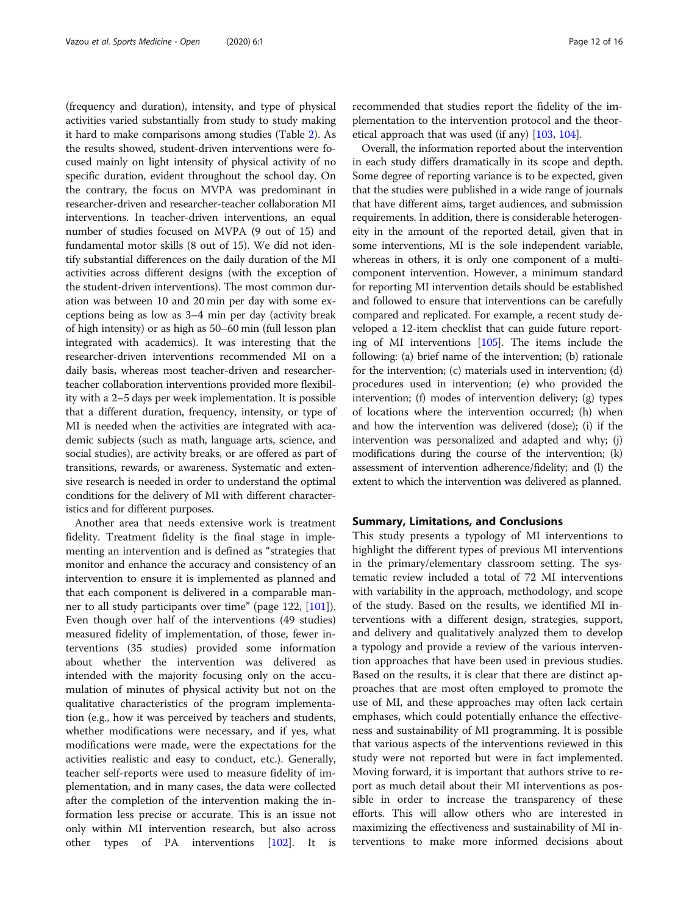(frequency and duration), intensity, and type of physical activities varied substantially from study to study making it hard to make comparisons among studies (Table 2). As the results showed, student-driven interventions were focused mainly on light intensity of physical activity of no specific duration, evident throughout the school day. On the contrary, the focus on MVPA was predominant in researcher-driven and researcher-teacher collaboration MI interventions. In teacher-driven interventions, an equal number of studies focused on MVPA (9 out of 15) and fundamental motor skills (8 out of 15). We did not identify substantial differences on the daily duration of the MI activities across different designs (with the exception of the student-driven interventions). The most common duration was between 10 and 20 min per day with some exceptions being as low as 3–4 min per day (activity break of high intensity) or as high as 50–60 min (full lesson plan integrated with academics). It was interesting that the researcher-driven interventions recommended MI on a daily basis, whereas most teacher-driven and researcher-teacher collaboration interventions provided more flexibility with a 2–5 days per week implementation. It is possible that a different duration, frequency, intensity, or type of MI is needed when the activities are integrated with academic subjects (such as math, language arts, science, and social studies), are activity breaks, or are offered as part of transitions, rewards, or awareness. Systematic and extensive research is needed in order to understand the optimal conditions for the delivery of MI with different characteristics and for different purposes.

Another area that needs extensive work is treatment fidelity. Treatment fidelity is the final stage in implementing an intervention and is defined as "strategies that monitor and enhance the accuracy and consistency of an intervention to ensure it is implemented as planned and that each component is delivered in a comparable manner to all study participants over time" (page 122, [101]). Even though over half of the interventions (49 studies) measured fidelity of implementation, of those, fewer interventions (35 studies) provided some information about whether the intervention was delivered as intended with the majority focusing only on the accumulation of minutes of physical activity but not on the qualitative characteristics of the program implementation (e.g., how it was perceived by teachers and students, whether modifications were necessary, and if yes, what modifications were made, were the expectations for the activities realistic and easy to conduct, etc.). Generally, teacher self-reports were used to measure fidelity of implementation, and in many cases, the data were collected after the completion of the intervention making the information less precise or accurate. This is an issue not only within MI intervention research, but also across other types of PA interventions [102]. It is recommended that studies report the fidelity of the implementation to the intervention protocol and the theoretical approach that was used (if any) [103, 104].

Overall, the information reported about the intervention in each study differs dramatically in its scope and depth. Some degree of reporting variance is to be expected, given that the studies were published in a wide range of journals that have different aims, target audiences, and submission requirements. In addition, there is considerable heterogeneity in the amount of the reported detail, given that in some interventions, MI is the sole independent variable, whereas in others, it is only one component of a multi-component intervention. However, a minimum standard for reporting MI intervention details should be established and followed to ensure that interventions can be carefully compared and replicated. For example, a recent study developed a 12-item checklist that can guide future reporting of MI interventions [105]. The items include the following: (a) brief name of the intervention; (b) rationale for the intervention; (c) materials used in intervention; (d) procedures used in intervention; (e) who provided the intervention; (f) modes of intervention delivery; (g) types of locations where the intervention occurred; (h) when and how the intervention was delivered (dose); (i) if the intervention was personalized and adapted and why; (j) modifications during the course of the intervention; (k) assessment of intervention adherence/fidelity; and (l) the extent to which the intervention was delivered as planned.

## Summary, Limitations, and Conclusions

This study presents a typology of MI interventions to highlight the different types of previous MI interventions in the primary/elementary classroom setting. The systematic review included a total of 72 MI interventions with variability in the approach, methodology, and scope of the study. Based on the results, we identified MI interventions with a different design, strategies, support, and delivery and qualitatively analyzed them to develop a typology and provide a review of the various intervention approaches that have been used in previous studies. Based on the results, it is clear that there are distinct approaches that are most often employed to promote the use of MI, and these approaches may often lack certain emphases, which could potentially enhance the effectiveness and sustainability of MI programming. It is possible that various aspects of the interventions reviewed in this study were not reported but were in fact implemented. Moving forward, it is important that authors strive to report as much detail about their MI interventions as possible in order to increase the transparency of these efforts. This will allow others who are interested in maximizing the effectiveness and sustainability of MI interventions to make more informed decisions about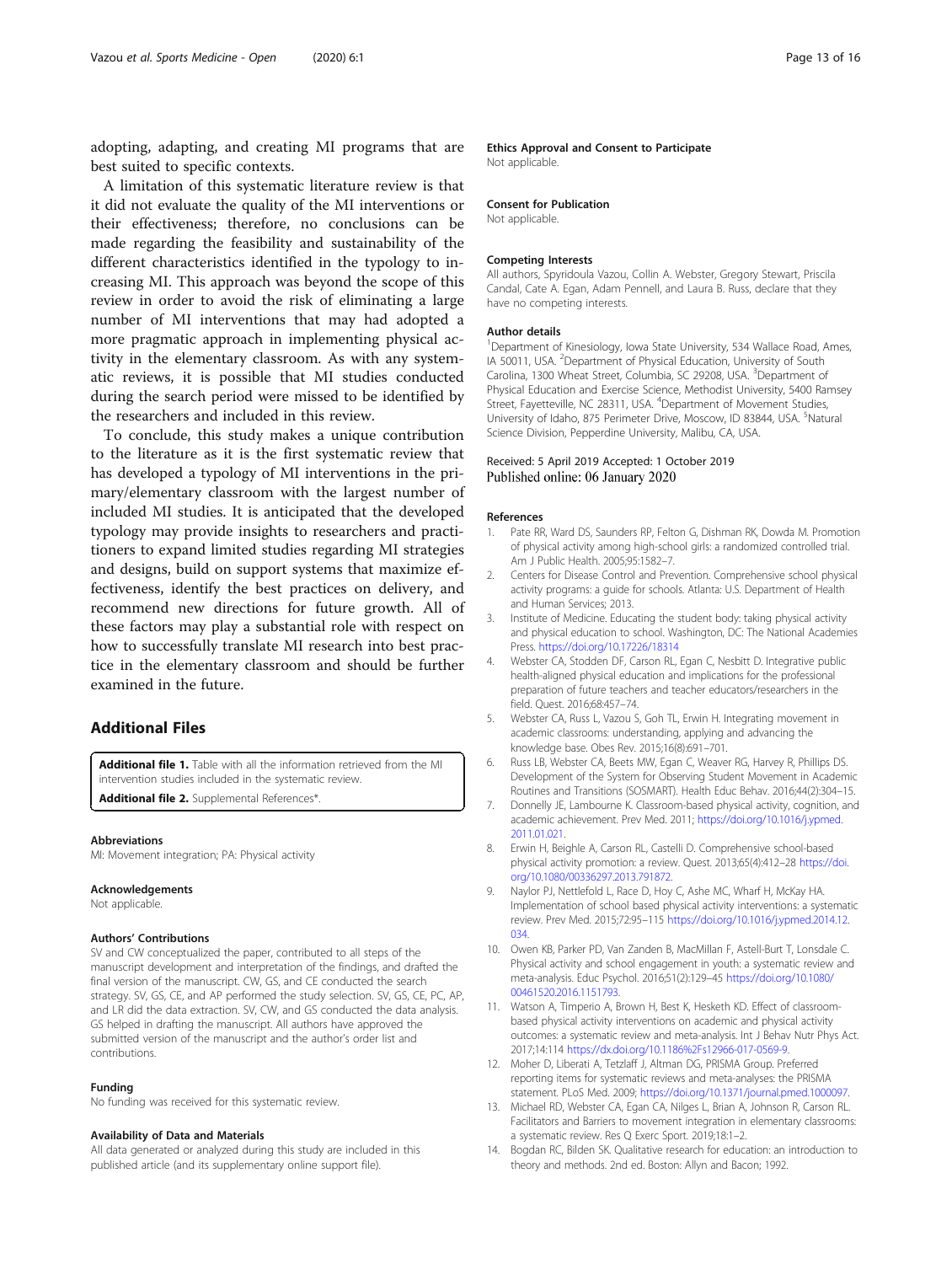adopting, adapting, and creating MI programs that are best suited to specific contexts.

A limitation of this systematic literature review is that it did not evaluate the quality of the MI interventions or their effectiveness; therefore, no conclusions can be made regarding the feasibility and sustainability of the different characteristics identified in the typology to increasing MI. This approach was beyond the scope of this review in order to avoid the risk of eliminating a large number of MI interventions that may had adopted a more pragmatic approach in implementing physical activity in the elementary classroom. As with any systematic reviews, it is possible that MI studies conducted during the search period were missed to be identified by the researchers and included in this review.

To conclude, this study makes a unique contribution to the literature as it is the first systematic review that has developed a typology of MI interventions in the primary/elementary classroom with the largest number of included MI studies. It is anticipated that the developed typology may provide insights to researchers and practitioners to expand limited studies regarding MI strategies and designs, build on support systems that maximize effectiveness, identify the best practices on delivery, and recommend new directions for future growth. All of these factors may play a substantial role with respect on how to successfully translate MI research into best practice in the elementary classroom and should be further examined in the future.

## Additional Files

**Additional file 1.** Table with all the information retrieved from the MI intervention studies included in the systematic review.

**Additional file 2.** Supplemental References*.

#### Abbreviations
MI: Movement integration; PA: Physical activity

#### Acknowledgements
Not applicable.

#### Authors' Contributions
SV and CW conceptualized the paper, contributed to all steps of the manuscript development and interpretation of the findings, and drafted the final version of the manuscript. CW, GS, and CE conducted the search strategy. SV, GS, CE, and AP performed the study selection. SV, GS, CE, PC, AP, and LR did the data extraction. SV, CW, and GS conducted the data analysis. GS helped in drafting the manuscript. All authors have approved the submitted version of the manuscript and the author's order list and contributions.

#### Funding
No funding was received for this systematic review.

#### Availability of Data and Materials
All data generated or analyzed during this study are included in this published article (and its supplementary online support file).

#### Ethics Approval and Consent to Participate
Not applicable.

#### Consent for Publication
Not applicable.

#### Competing Interests
All authors, Spyridoula Vazou, Collin A. Webster, Gregory Stewart, Priscila Candal, Cate A. Egan, Adam Pennell, and Laura B. Russ, declare that they have no competing interests.

#### Author details
[1]Department of Kinesiology, Iowa State University, 534 Wallace Road, Ames, IA 50011, USA. [2]Department of Physical Education, University of South Carolina, 1300 Wheat Street, Columbia, SC 29208, USA. [3]Department of Physical Education and Exercise Science, Methodist University, 5400 Ramsey Street, Fayetteville, NC 28311, USA. [4]Department of Movement Studies, University of Idaho, 875 Perimeter Drive, Moscow, ID 83844, USA. [5]Natural Science Division, Pepperdine University, Malibu, CA, USA.

Received: 5 April 2019 Accepted: 1 October 2019
Published online: 06 January 2020

#### References
1. Pate RR, Ward DS, Saunders RP, Felton G, Dishman RK, Dowda M. Promotion of physical activity among high-school girls: a randomized controlled trial. Am J Public Health. 2005;95:1582–7.
2. Centers for Disease Control and Prevention. Comprehensive school physical activity programs: a guide for schools. Atlanta: U.S. Department of Health and Human Services; 2013.
3. Institute of Medicine. Educating the student body: taking physical activity and physical education to school. Washington, DC: The National Academies Press. https://doi.org/10.17226/18314
4. Webster CA, Stodden DF, Carson RL, Egan C, Nesbitt D. Integrative public health-aligned physical education and implications for the professional preparation of future teachers and teacher educators/researchers in the field. Quest. 2016;68:457–74.
5. Webster CA, Russ L, Vazou S, Goh TL, Erwin H. Integrating movement in academic classrooms: understanding, applying and advancing the knowledge base. Obes Rev. 2015;16(8):691–701.
6. Russ LB, Webster CA, Beets MW, Egan C, Weaver RG, Harvey R, Phillips DS. Development of the System for Observing Student Movement in Academic Routines and Transitions (SOSMART). Health Educ Behav. 2016;44(2):304–15.
7. Donnelly JE, Lambourne K. Classroom-based physical activity, cognition, and academic achievement. Prev Med. 2011; https://doi.org/10.1016/j.ypmed.2011.01.021.
8. Erwin H, Beighle A, Carson RL, Castelli D. Comprehensive school-based physical activity promotion: a review. Quest. 2013;65(4):412–28 https://doi.org/10.1080/00336297.2013.791872.
9. Naylor PJ, Nettlefold L, Race D, Hoy C, Ashe MC, Wharf H, McKay HA. Implementation of school based physical activity interventions: a systematic review. Prev Med. 2015;72:95–115 https://doi.org/10.1016/j.ypmed.2014.12.034.
10. Owen KB, Parker PD, Van Zanden B, MacMillan F, Astell-Burt T, Lonsdale C. Physical activity and school engagement in youth: a systematic review and meta-analysis. Educ Psychol. 2016;51(2):129–45 https://doi.org/10.1080/00461520.2016.1151793.
11. Watson A, Timperio A, Brown H, Best K, Hesketh KD. Effect of classroom-based physical activity interventions on academic and physical activity outcomes: a systematic review and meta-analysis. Int J Behav Nutr Phys Act. 2017;14:114 https://dx.doi.org/10.1186%2Fs12966-017-0569-9.
12. Moher D, Liberati A, Tetzlaff J, Altman DG, PRISMA Group. Preferred reporting items for systematic reviews and meta-analyses: the PRISMA statement. PLoS Med. 2009; https://doi.org/10.1371/journal.pmed.1000097.
13. Michael RD, Webster CA, Egan CA, Nilges L, Brian A, Johnson R, Carson RL. Facilitators and Barriers to movement integration in elementary classrooms: a systematic review. Res Q Exerc Sport. 2019;18:1–2.
14. Bogdan RC, Bilden SK. Qualitative research for education: an introduction to theory and methods. 2nd ed. Boston: Allyn and Bacon; 1992.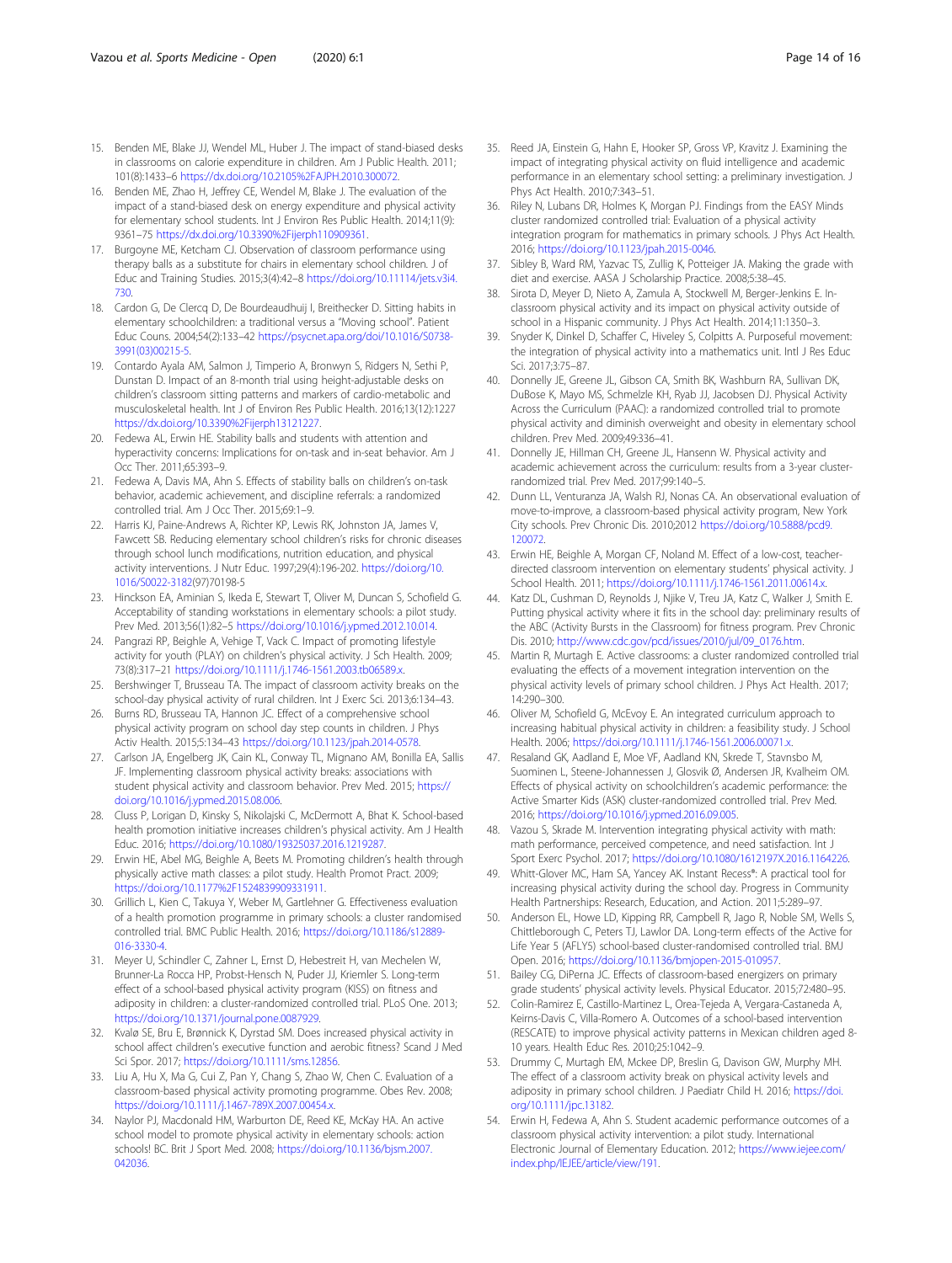15. Benden ME, Blake JJ, Wendel ML, Huber J. The impact of stand-biased desks in classrooms on calorie expenditure in children. Am J Public Health. 2011; 101(8):1433–6 https://dx.doi.org/10.2105%2FAJPH.2010.300072.
16. Benden ME, Zhao H, Jeffrey CE, Wendel M, Blake J. The evaluation of the impact of a stand-biased desk on energy expenditure and physical activity for elementary school students. Int J Environ Res Public Health. 2014;11(9): 9361–75 https://dx.doi.org/10.3390%2Fijerph110909361.
17. Burgoyne ME, Ketcham CJ. Observation of classroom performance using therapy balls as a substitute for chairs in elementary school children. J of Educ and Training Studies. 2015;3(4):42–8 https://doi.org/10.11114/jets.v3i4.730.
18. Cardon G, De Clercq D, De Bourdeaudhuij I, Breithecker D. Sitting habits in elementary schoolchildren: a traditional versus a "Moving school". Patient Educ Couns. 2004;54(2):133–42 https://psycnet.apa.org/doi/10.1016/S0738-3991(03)00215-5.
19. Contardo Ayala AM, Salmon J, Timperio A, Bronwyn S, Ridgers N, Sethi P, Dunstan D. Impact of an 8-month trial using height-adjustable desks on children's classroom sitting patterns and markers of cardio-metabolic and musculoskeletal health. Int J of Environ Res Public Health. 2016;13(12):1227 https://dx.doi.org/10.3390%2Fijerph13121227.
20. Fedewa AL, Erwin HE. Stability balls and students with attention and hyperactivity concerns: Implications for on-task and in-seat behavior. Am J Occ Ther. 2011;65:393–9.
21. Fedewa A, Davis MA, Ahn S. Effects of stability balls on children's on-task behavior, academic achievement, and discipline referrals: a randomized controlled trial. Am J Occ Ther. 2015;69:1–9.
22. Harris KJ, Paine-Andrews A, Richter KP, Lewis RK, Johnston JA, James V, Fawcett SB. Reducing elementary school children's risks for chronic diseases through school lunch modifications, nutrition education, and physical activity interventions. J Nutr Educ. 1997;29(4):196-202. https://doi.org/10.1016/S0022-3182(97)70198-5
23. Hinckson EA, Aminian S, Ikeda E, Stewart T, Oliver M, Duncan S, Schofield G. Acceptability of standing workstations in elementary schools: a pilot study. Prev Med. 2013;56(1):82–5 https://doi.org/10.1016/j.ypmed.2012.10.014.
24. Pangrazi RP, Beighle A, Vehige T, Vack C. Impact of promoting lifestyle activity for youth (PLAY) on children's physical activity. J Sch Health. 2009; 73(8):317–21 https://doi.org/10.1111/j.1746-1561.2003.tb06589.x.
25. Bershwinger T, Brusseau TA. The impact of classroom activity breaks on the school-day physical activity of rural children. Int J Exerc Sci. 2013;6:134–43.
26. Burns RD, Brusseau TA, Hannon JC. Effect of a comprehensive school physical activity program on school day step counts in children. J Phys Activ Health. 2015;5:134–43 https://doi.org/10.1123/jpah.2014-0578.
27. Carlson JA, Engelberg JK, Cain KL, Conway TL, Mignano AM, Bonilla EA, Sallis JF. Implementing classroom physical activity breaks: associations with student physical activity and classroom behavior. Prev Med. 2015; https://doi.org/10.1016/j.ypmed.2015.08.006.
28. Cluss P, Lorigan D, Kinsky S, Nikolajski C, McDermott A, Bhat K. School-based health promotion initiative increases children's physical activity. Am J Health Educ. 2016; https://doi.org/10.1080/19325037.2016.1219287.
29. Erwin HE, Abel MG, Beighle A, Beets M. Promoting children's health through physically active math classes: a pilot study. Health Promot Pract. 2009; https://doi.org/10.1177%2F1524839909331911.
30. Grillich L, Kien C, Takuya Y, Weber M, Gartlehner G. Effectiveness evaluation of a health promotion programme in primary schools: a cluster randomised controlled trial. BMC Public Health. 2016; https://doi.org/10.1186/s12889-016-3330-4.
31. Meyer U, Schindler C, Zahner L, Ernst D, Hebestreit H, van Mechelen W, Brunner-La Rocca HP, Probst-Hensch N, Puder JJ, Kriemler S. Long-term effect of a school-based physical activity program (KISS) on fitness and adiposity in children: a cluster-randomized controlled trial. PLoS One. 2013; https://doi.org/10.1371/journal.pone.0087929.
32. Kvalø SE, Bru E, Brønnick K, Dyrstad SM. Does increased physical activity in school affect children's executive function and aerobic fitness? Scand J Med Sci Spor. 2017; https://doi.org/10.1111/sms.12856.
33. Liu A, Hu X, Ma G, Cui Z, Pan Y, Chang S, Zhao W, Chen C. Evaluation of a classroom-based physical activity promoting programme. Obes Rev. 2008; https://doi.org/10.1111/j.1467-789X.2007.00454.x.
34. Naylor PJ, Macdonald HM, Warburton DE, Reed KE, McKay HA. An active school model to promote physical activity in elementary schools: action schools! BC. Brit J Sport Med. 2008; https://doi.org/10.1136/bjsm.2007.042036.
35. Reed JA, Einstein G, Hahn E, Hooker SP, Gross VP, Kravitz J. Examining the impact of integrating physical activity on fluid intelligence and academic performance in an elementary school setting: a preliminary investigation. J Phys Act Health. 2010;7:343–51.
36. Riley N, Lubans DR, Holmes K, Morgan PJ. Findings from the EASY Minds cluster randomized controlled trial: Evaluation of a physical activity integration program for mathematics in primary schools. J Phys Act Health. 2016; https://doi.org/10.1123/jpah.2015-0046.
37. Sibley B, Ward RM, Yazvac TS, Zullig K, Potteiger JA. Making the grade with diet and exercise. AASA J Scholarship Practice. 2008;5:38–45.
38. Sirota D, Meyer D, Nieto A, Zamula A, Stockwell M, Berger-Jenkins E. In-classroom physical activity and its impact on physical activity outside of school in a Hispanic community. J Phys Act Health. 2014;11:1350–3.
39. Snyder K, Dinkel D, Schaffer C, Hiveley S, Colpitts A. Purposeful movement: the integration of physical activity into a mathematics unit. Intl J Res Educ Sci. 2017;3:75–87.
40. Donnelly JE, Greene JL, Gibson CA, Smith BK, Washburn RA, Sullivan DK, DuBose K, Mayo MS, Schmelzle KH, Ryab JJ, Jacobsen DJ. Physical Activity Across the Curriculum (PAAC): a randomized controlled trial to promote physical activity and diminish overweight and obesity in elementary school children. Prev Med. 2009;49:336–41.
41. Donnelly JE, Hillman CH, Greene JL, Hansenn W. Physical activity and academic achievement across the curriculum: results from a 3-year cluster-randomized trial. Prev Med. 2017;99:140–5.
42. Dunn LL, Venturanza JA, Walsh RJ, Nonas CA. An observational evaluation of move-to-improve, a classroom-based physical activity program, New York City schools. Prev Chronic Dis. 2010;2012 https://doi.org/10.5888/pcd9.120072.
43. Erwin HE, Beighle A, Morgan CF, Noland M. Effect of a low-cost, teacher-directed classroom intervention on elementary students' physical activity. J School Health. 2011; https://doi.org/10.1111/j.1746-1561.2011.00614.x.
44. Katz DL, Cushman D, Reynolds J, Njike V, Treu JA, Katz C, Walker J, Smith E. Putting physical activity where it fits in the school day: preliminary results of the ABC (Activity Bursts in the Classroom) for fitness program. Prev Chronic Dis. 2010; http://www.cdc.gov/pcd/issues/2010/jul/09_0176.htm.
45. Martin R, Murtagh E. Active classrooms: a cluster randomized controlled trial evaluating the effects of a movement integration intervention on the physical activity levels of primary school children. J Phys Act Health. 2017; 14:290–300.
46. Oliver M, Schofield G, McEvoy E. An integrated curriculum approach to increasing habitual physical activity in children: a feasibility study. J School Health. 2006; https://doi.org/10.1111/j.1746-1561.2006.00071.x.
47. Resaland GK, Aadland E, Moe VF, Aadland KN, Skrede T, Stavnsbo M, Suominen L, Steene-Johannessen J, Glosvik Ø, Andersen JR, Kvalheim OM. Effects of physical activity on schoolchildren's academic performance: the Active Smarter Kids (ASK) cluster-randomized controlled trial. Prev Med. 2016; https://doi.org/10.1016/j.ypmed.2016.09.005.
48. Vazou S, Skrade M. Intervention integrating physical activity with math: math performance, perceived competence, and need satisfaction. Int J Sport Exerc Psychol. 2017; https://doi.org/10.1080/1612197X.2016.1164226.
49. Whitt-Glover MC, Ham SA, Yancey AK. Instant Recess®: A practical tool for increasing physical activity during the school day. Progress in Community Health Partnerships: Research, Education, and Action. 2011;5:289–97.
50. Anderson EL, Howe LD, Kipping RR, Campbell R, Jago R, Noble SM, Wells S, Chittleborough C, Peters TJ, Lawlor DA. Long-term effects of the Active for Life Year 5 (AFLY5) school-based cluster-randomised controlled trial. BMJ Open. 2016; https://doi.org/10.1136/bmjopen-2015-010957.
51. Bailey CG, DiPerna JC. Effects of classroom-based energizers on primary grade students' physical activity levels. Physical Educator. 2015;72:480–95.
52. Colin-Ramirez E, Castillo-Martinez L, Orea-Tejeda A, Vergara-Castaneda A, Keirns-Davis C, Villa-Romero A. Outcomes of a school-based intervention (RESCATE) to improve physical activity patterns in Mexican children aged 8-10 years. Health Educ Res. 2010;25:1042–9.
53. Drummy C, Murtagh EM, Mckee DP, Breslin G, Davison GW, Murphy MH. The effect of a classroom activity break on physical activity levels and adiposity in primary school children. J Paediatr Child H. 2016; https://doi.org/10.1111/jpc.13182.
54. Erwin H, Fedewa A, Ahn S. Student academic performance outcomes of a classroom physical activity intervention: a pilot study. International Electronic Journal of Elementary Education. 2012; https://www.iejee.com/index.php/IEJEE/article/view/191.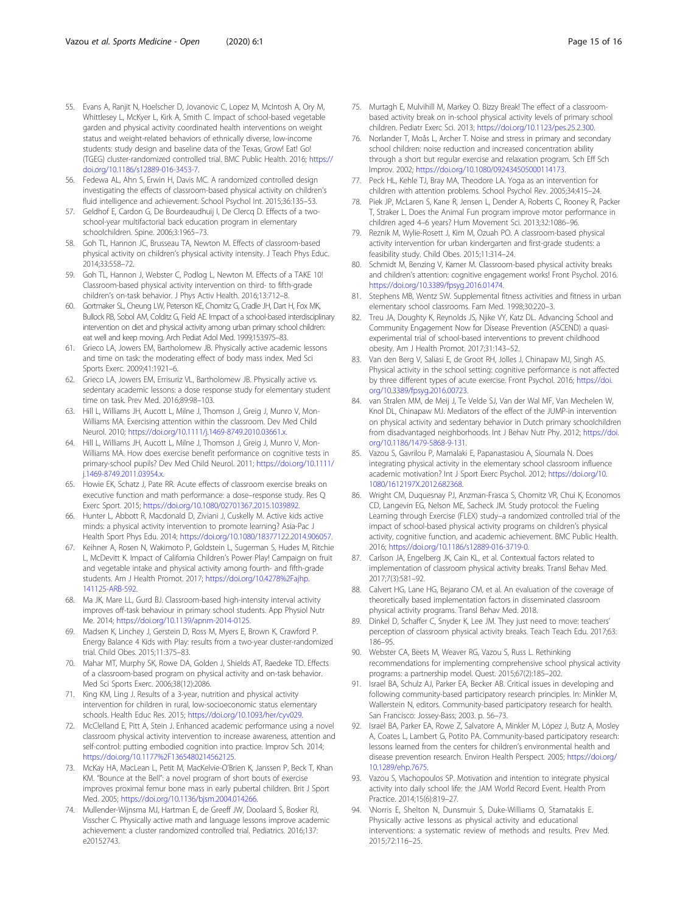55. Evans A, Ranjit N, Hoelscher D, Jovanovic C, Lopez M, McIntosh A, Ory M, Whittlesey L, McKyer L, Kirk A, Smith C. Impact of school-based vegetable garden and physical activity coordinated health interventions on weight status and weight-related behaviors of ethnically diverse, low-income students: study design and baseline data of the Texas, Grow! Eat! Go! (TGEG) cluster-randomized controlled trial. BMC Public Health. 2016; https://doi.org/10.1186/s12889-016-3453-7.
56. Fedewa AL, Ahn S, Erwin H, Davis MC. A randomized controlled design investigating the effects of classroom-based physical activity on children's fluid intelligence and achievement. School Psychol Int. 2015;36:135–53.
57. Geldhof E, Cardon G, De Bourdeaudhuij I, De Clercq D. Effects of a two-school-year multifactorial back education program in elementary schoolchildren. Spine. 2006;3:1965–73.
58. Goh TL, Hannon JC, Brusseau TA, Newton M. Effects of classroom-based physical activity on children's physical activity intensity. J Teach Phys Educ. 2014;33:558–72.
59. Goh TL, Hannon J, Webster C, Podlog L, Newton M. Effects of a TAKE 10! Classroom-based physical activity intervention on third- to fifth-grade children's on-task behavior. J Phys Activ Health. 2016;13:712–8.
60. Gortmaker SL, Cheung LW, Peterson KE, Chomitz G, Cradle JH, Dart H, Fox MK, Bullock RB, Sobol AM, Colditz G, Field AE. Impact of a school-based interdisciplinary intervention on diet and physical activity among urban primary school children: eat well and keep moving. Arch Pediat Adol Med. 1999;153:975–83.
61. Grieco LA, Jowers EM, Bartholomew JB. Physically active academic lessons and time on task: the moderating effect of body mass index. Med Sci Sports Exerc. 2009;41:1921–6.
62. Grieco LA, Jowers EM, Errisuriz VL, Bartholomew JB. Physically active vs. sedentary academic lessons: a dose response study for elementary student time on task. Prev Med. 2016;89:98–103.
63. Hill L, Williams JH, Aucott L, Milne J, Thomson J, Greig J, Munro V, Mon-Williams MA. Exercising attention within the classroom. Dev Med Child Neurol. 2010; https://doi.org/10.1111/j.1469-8749.2010.03661.x.
64. Hill L, Williams JH, Aucott L, Milne J, Thomson J, Greig J, Munro V, Mon-Williams MA. How does exercise benefit performance on cognitive tests in primary-school pupils? Dev Med Child Neurol. 2011; https://doi.org/10.1111/j.1469-8749.2011.03954.x.
65. Howie EK, Schatz J, Pate RR. Acute effects of classroom exercise breaks on executive function and math performance: a dose–response study. Res Q Exerc Sport. 2015; https://doi.org/10.1080/02701367.2015.1039892.
66. Hunter L, Abbott R, Macdonald D, Ziviani J, Cuskelly M. Active kids active minds: a physical activity intervention to promote learning? Asia-Pac J Health Sport Phys Edu. 2014; https://doi.org/10.1080/18377122.2014.906057.
67. Keihner A, Rosen N, Wakimoto P, Goldstein L, Sugerman S, Hudes M, Ritchie L, McDevitt K. Impact of California Children's Power Play! Campaign on fruit and vegetable intake and physical activity among fourth- and fifth-grade students. Am J Health Promot. 2017; https://doi.org/10.4278%2Fajhp.141125-ARB-592.
68. Ma JK, Mare LL, Gurd BJ. Classroom-based high-intensity interval activity improves off-task behaviour in primary school students. App Physiol Nutr Me. 2014; https://doi.org/10.1139/apnm-2014-0125.
69. Madsen K, Linchey J, Gerstein D, Ross M, Myers E, Brown K, Crawford P. Energy Balance 4 Kids with Play: results from a two-year cluster-randomized trial. Child Obes. 2015;11:375–83.
70. Mahar MT, Murphy SK, Rowe DA, Golden J, Shields AT, Raedeke TD. Effects of a classroom-based program on physical activity and on-task behavior. Med Sci Sports Exerc. 2006;38(12):2086.
71. King KM, Ling J. Results of a 3-year, nutrition and physical activity intervention for children in rural, low-socioeconomic status elementary schools. Health Educ Res. 2015; https://doi.org/10.1093/her/cyv029.
72. McClelland E, Pitt A, Stein J. Enhanced academic performance using a novel classroom physical activity intervention to increase awareness, attention and self-control: putting embodied cognition into practice. Improv Sch. 2014; https://doi.org/10.1177%2F1365480214562125.
73. McKay HA, MacLean L, Petit M, MacKelvie-O'Brien K, Janssen P, Beck T, Khan KM. "Bounce at the Bell": a novel program of short bouts of exercise improves proximal femur bone mass in early pubertal children. Brit J Sport Med. 2005; https://doi.org/10.1136/bjsm.2004.014266.
74. Mullender-Wijnsma MJ, Hartman E, de Greeff JW, Doolaard S, Bosker RJ, Visscher C. Physically active math and language lessons improve academic achievement: a cluster randomized controlled trial. Pediatrics. 2016;137:e20152743.
75. Murtagh E, Mulvihill M, Markey O. Bizzy Break! The effect of a classroom-based activity break on in-school physical activity levels of primary school children. Pediatr Exerc Sci. 2013; https://doi.org/10.1123/pes.25.2.300.
76. Norlander T, Moås L, Archer T. Noise and stress in primary and secondary school children: noise reduction and increased concentration ability through a short but regular exercise and relaxation program. Sch Eff Sch Improv. 2002; https://doi.org/10.1080/092434505000114173.
77. Peck HL, Kehle TJ, Bray MA, Theodore LA. Yoga as an intervention for children with attention problems. School Psychol Rev. 2005;34:415–24.
78. Piek JP, McLaren S, Kane R, Jensen L, Dender A, Roberts C, Rooney R, Packer T, Straker L. Does the Animal Fun program improve motor performance in children aged 4–6 years? Hum Movement Sci. 2013;32:1086–96.
79. Reznik M, Wylie-Rosett J, Kim M, Ozuah PO. A classroom-based physical activity intervention for urban kindergarten and first-grade students: a feasibility study. Child Obes. 2015;11:314–24.
80. Schmidt M, Benzing V, Kamer M. Classroom-based physical activity breaks and children's attention: cognitive engagement works! Front Psychol. 2016. https://doi.org/10.3389/fpsyg.2016.01474.
81. Stephens MB, Wentz SW. Supplemental fitness activities and fitness in urban elementary school classrooms. Fam Med. 1998;30:220–3.
82. Treu JA, Doughty K, Reynolds JS, Njike VY, Katz DL. Advancing School and Community Engagement Now for Disease Prevention (ASCEND) a quasi-experimental trial of school-based interventions to prevent childhood obesity. Am J Health Promot. 2017;31:143–52.
83. Van den Berg V, Saliasi E, de Groot RH, Jolles J, Chinapaw MJ, Singh AS. Physical activity in the school setting: cognitive performance is not affected by three different types of acute exercise. Front Psychol. 2016; https://doi.org/10.3389/fpsyg.2016.00723.
84. van Stralen MM, de Meij J, Te Velde SJ, Van der Wal MF, Van Mechelen W, Knol DL, Chinapaw MJ. Mediators of the effect of the JUMP-in intervention on physical activity and sedentary behavior in Dutch primary schoolchildren from disadvantaged neighborhoods. Int J Behav Nutr Phy. 2012; https://doi.org/10.1186/1479-5868-9-131.
85. Vazou S, Gavrilou P, Mamalaki E, Papanastasiou A, Sioumala N. Does integrating physical activity in the elementary school classroom influence academic motivation? Int J Sport Exerc Psychol. 2012; https://doi.org/10.1080/1612197X.2012.682368.
86. Wright CM, Duquesnay PJ, Anzman-Frasca S, Chomitz VR, Chui K, Economos CD, Langevin EG, Nelson ME, Sacheck JM. Study protocol: the Fueling Learning through Exercise (FLEX) study–a randomized controlled trial of the impact of school-based physical activity programs on children's physical activity, cognitive function, and academic achievement. BMC Public Health. 2016; https://doi.org/10.1186/s12889-016-3719-0.
87. Carlson JA, Engelberg JK, Cain KL, et al. Contextual factors related to implementation of classroom physical activity breaks. Transl Behav Med. 2017;7(3):581–92.
88. Calvert HG, Lane HG, Bejarano CM, et al. An evaluation of the coverage of theoretically based implementation factors in disseminated classroom physical activity programs. Transl Behav Med. 2018.
89. Dinkel D, Schaffer C, Snyder K, Lee JM. They just need to move: teachers' perception of classroom physical activity breaks. Teach Teach Edu. 2017;63:186–95.
90. Webster CA, Beets M, Weaver RG, Vazou S, Russ L. Rethinking recommendations for implementing comprehensive school physical activity programs: a partnership model. Quest. 2015;67(2):185–202.
91. Israel BA, Schulz AJ, Parker EA, Becker AB. Critical issues in developing and following community-based participatory research principles. In: Minkler M, Wallerstein N, editors. Community-based participatory research for health. San Francisco: Jossey-Bass; 2003. p. 56–73.
92. Israel BA, Parker EA, Rowe Z, Salvatore A, Minkler M, López J, Butz A, Mosley A, Coates L, Lambert G, Potito PA. Community-based participatory research: lessons learned from the centers for children's environmental health and disease prevention research. Environ Health Perspect. 2005; https://doi.org/10.1289/ehp.7675.
93. Vazou S, Vlachopoulos SP. Motivation and intention to integrate physical activity into daily school life: the JAM World Record Event. Health Prom Practice. 2014;15(6):819–27.
94. \Norris E, Shelton N, Dunsmuir S, Duke-Williams O, Stamatakis E. Physically active lessons as physical activity and educational interventions: a systematic review of methods and results. Prev Med. 2015;72:116–25.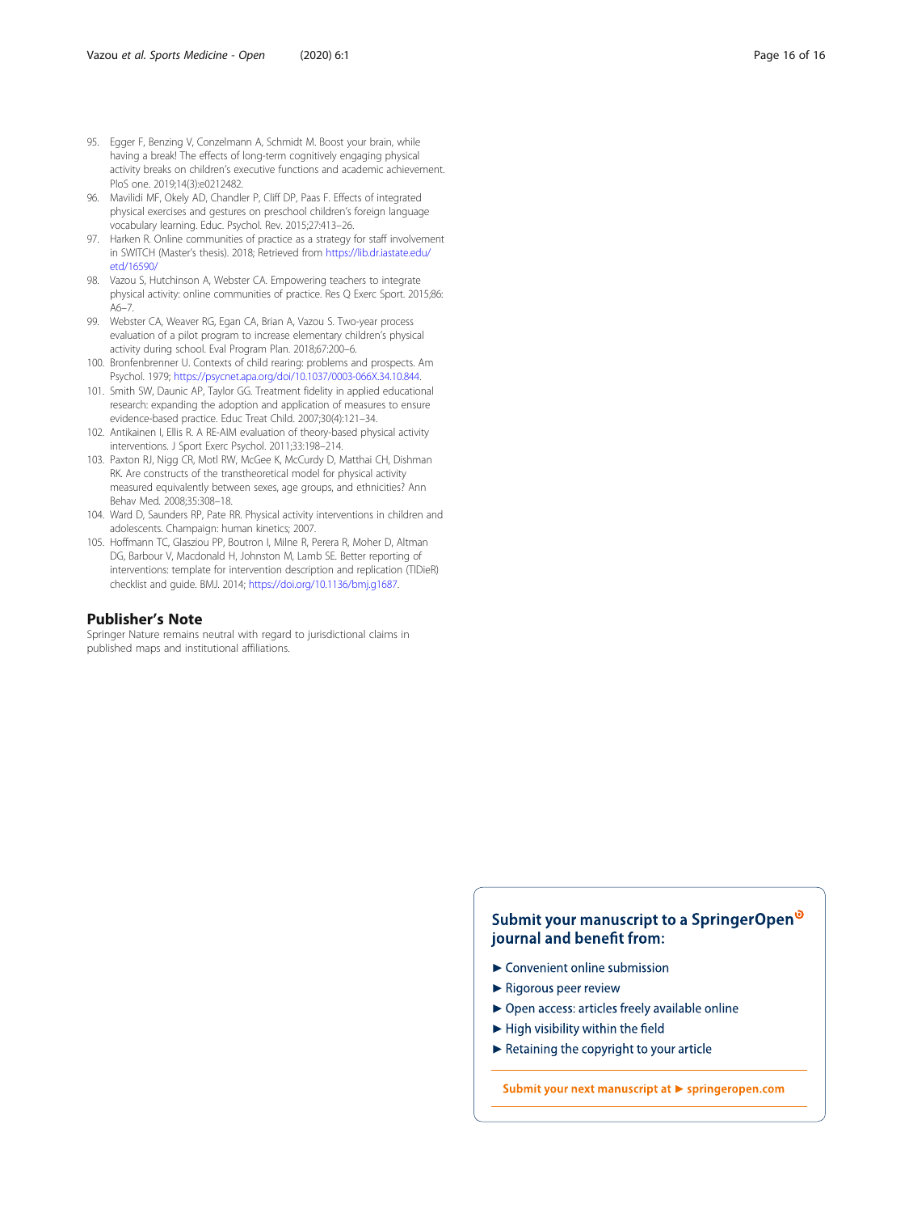95. Egger F, Benzing V, Conzelmann A, Schmidt M. Boost your brain, while having a break! The effects of long-term cognitively engaging physical activity breaks on children's executive functions and academic achievement. PloS one. 2019;14(3):e0212482.
96. Mavilidi MF, Okely AD, Chandler P, Cliff DP, Paas F. Effects of integrated physical exercises and gestures on preschool children's foreign language vocabulary learning. Educ. Psychol. Rev. 2015;27:413–26.
97. Harken R. Online communities of practice as a strategy for staff involvement in SWITCH (Master's thesis). 2018; Retrieved from https://lib.dr.iastate.edu/etd/16590/
98. Vazou S, Hutchinson A, Webster CA. Empowering teachers to integrate physical activity: online communities of practice. Res Q Exerc Sport. 2015;86: A6–7.
99. Webster CA, Weaver RG, Egan CA, Brian A, Vazou S. Two-year process evaluation of a pilot program to increase elementary children's physical activity during school. Eval Program Plan. 2018;67:200–6.
100. Bronfenbrenner U. Contexts of child rearing: problems and prospects. Am Psychol. 1979; https://psycnet.apa.org/doi/10.1037/0003-066X.34.10.844.
101. Smith SW, Daunic AP, Taylor GG. Treatment fidelity in applied educational research: expanding the adoption and application of measures to ensure evidence-based practice. Educ Treat Child. 2007;30(4):121–34.
102. Antikainen I, Ellis R. A RE-AIM evaluation of theory-based physical activity interventions. J Sport Exerc Psychol. 2011;33:198–214.
103. Paxton RJ, Nigg CR, Motl RW, McGee K, McCurdy D, Matthai CH, Dishman RK. Are constructs of the transtheoretical model for physical activity measured equivalently between sexes, age groups, and ethnicities? Ann Behav Med. 2008;35:308–18.
104. Ward D, Saunders RP, Pate RR. Physical activity interventions in children and adolescents. Champaign: human kinetics; 2007.
105. Hoffmann TC, Glasziou PP, Boutron I, Milne R, Perera R, Moher D, Altman DG, Barbour V, Macdonald H, Johnston M, Lamb SE. Better reporting of interventions: template for intervention description and replication (TIDieR) checklist and guide. BMJ. 2014; https://doi.org/10.1136/bmj.g1687.

## Publisher's Note

Springer Nature remains neutral with regard to jurisdictional claims in published maps and institutional affiliations.

**Submit your manuscript to a SpringerOpen journal and benefit from:**

- Convenient online submission
- Rigorous peer review
- Open access: articles freely available online
- High visibility within the field
- Retaining the copyright to your article

**Submit your next manuscript at ► springeropen.com**